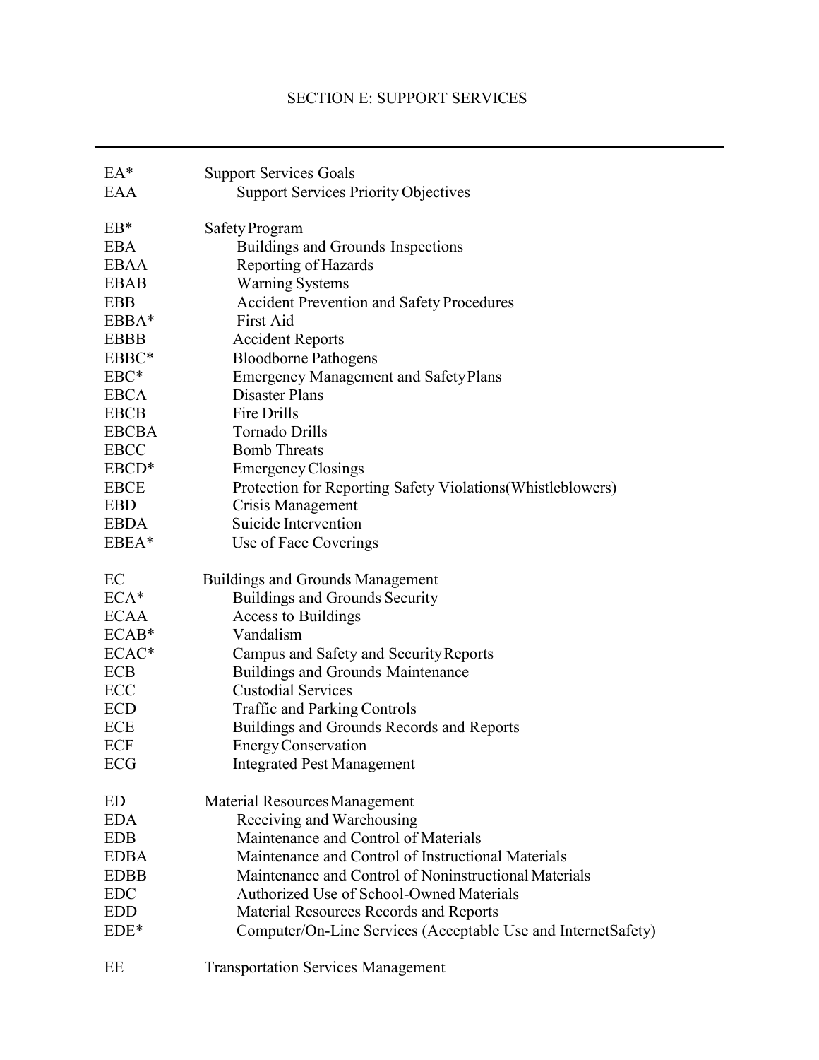# SECTION E: SUPPORT SERVICES

| | |
|---|---|
| EA* | Support Services Goals |
| EAA | Support Services Priority Objectives |
| | |
| EB* | Safety Program |
| EBA | Buildings and Grounds Inspections |
| EBAA | Reporting of Hazards |
| EBAB | Warning Systems |
| EBB | Accident Prevention and Safety Procedures |
| EBBA* | First Aid |
| EBBB | Accident Reports |
| EBBC* | Bloodborne Pathogens |
| EBC* | Emergency Management and Safety Plans |
| EBCA | Disaster Plans |
| EBCB | Fire Drills |
| EBCBA | Tornado Drills |
| EBCC | Bomb Threats |
| EBCD* | Emergency Closings |
| EBCE | Protection for Reporting Safety Violations(Whistleblowers) |
| EBD | Crisis Management |
| EBDA | Suicide Intervention |
| EBEA* | Use of Face Coverings |
| | |
| EC | Buildings and Grounds Management |
| ECA* | Buildings and Grounds Security |
| ECAA | Access to Buildings |
| ECAB* | Vandalism |
| ECAC* | Campus and Safety and Security Reports |
| ECB | Buildings and Grounds Maintenance |
| ECC | Custodial Services |
| ECD | Traffic and Parking Controls |
| ECE | Buildings and Grounds Records and Reports |
| ECF | Energy Conservation |
| ECG | Integrated Pest Management |
| | |
| ED | Material Resources Management |
| EDA | Receiving and Warehousing |
| EDB | Maintenance and Control of Materials |
| EDBA | Maintenance and Control of Instructional Materials |
| EDBB | Maintenance and Control of Noninstructional Materials |
| EDC | Authorized Use of School-Owned Materials |
| EDD | Material Resources Records and Reports |
| EDE* | Computer/On-Line Services (Acceptable Use and InternetSafety) |
| | |
| EE | Transportation Services Management |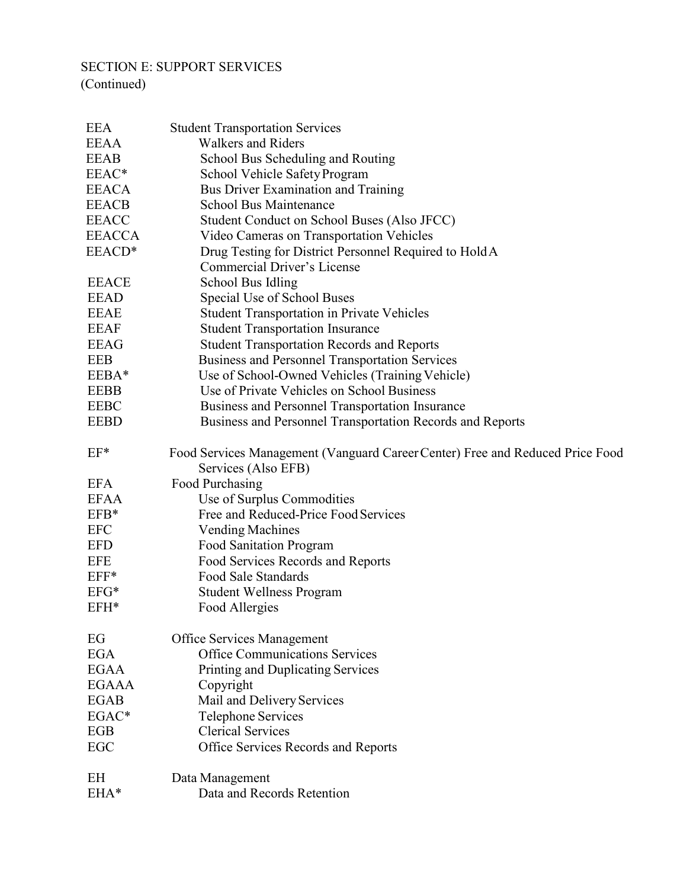SECTION E: SUPPORT SERVICES
(Continued)

| | |
|---|---|
| EEA | Student Transportation Services |
| EEAA | Walkers and Riders |
| EEAB | School Bus Scheduling and Routing |
| EEAC* | School Vehicle Safety Program |
| EEACA | Bus Driver Examination and Training |
| EEACB | School Bus Maintenance |
| EEACC | Student Conduct on School Buses (Also JFCC) |
| EEACCA | Video Cameras on Transportation Vehicles |
| EEACD* | Drug Testing for District Personnel Required to Hold A Commercial Driver's License |
| EEACE | School Bus Idling |
| EEAD | Special Use of School Buses |
| EEAE | Student Transportation in Private Vehicles |
| EEAF | Student Transportation Insurance |
| EEAG | Student Transportation Records and Reports |
| EEB | Business and Personnel Transportation Services |
| EEBA* | Use of School-Owned Vehicles (Training Vehicle) |
| EEBB | Use of Private Vehicles on School Business |
| EEBC | Business and Personnel Transportation Insurance |
| EEBD | Business and Personnel Transportation Records and Reports |
| | |
| EF* | Food Services Management (Vanguard Career Center) Free and Reduced Price Food Services (Also EFB) |
| EFA | Food Purchasing |
| EFAA | Use of Surplus Commodities |
| EFB* | Free and Reduced-Price Food Services |
| EFC | Vending Machines |
| EFD | Food Sanitation Program |
| EFE | Food Services Records and Reports |
| EFF* | Food Sale Standards |
| EFG* | Student Wellness Program |
| EFH* | Food Allergies |
| | |
| EG | Office Services Management |
| EGA | Office Communications Services |
| EGAA | Printing and Duplicating Services |
| EGAAA | Copyright |
| EGAB | Mail and Delivery Services |
| EGAC* | Telephone Services |
| EGB | Clerical Services |
| EGC | Office Services Records and Reports |
| | |
| EH | Data Management |
| EHA* | Data and Records Retention |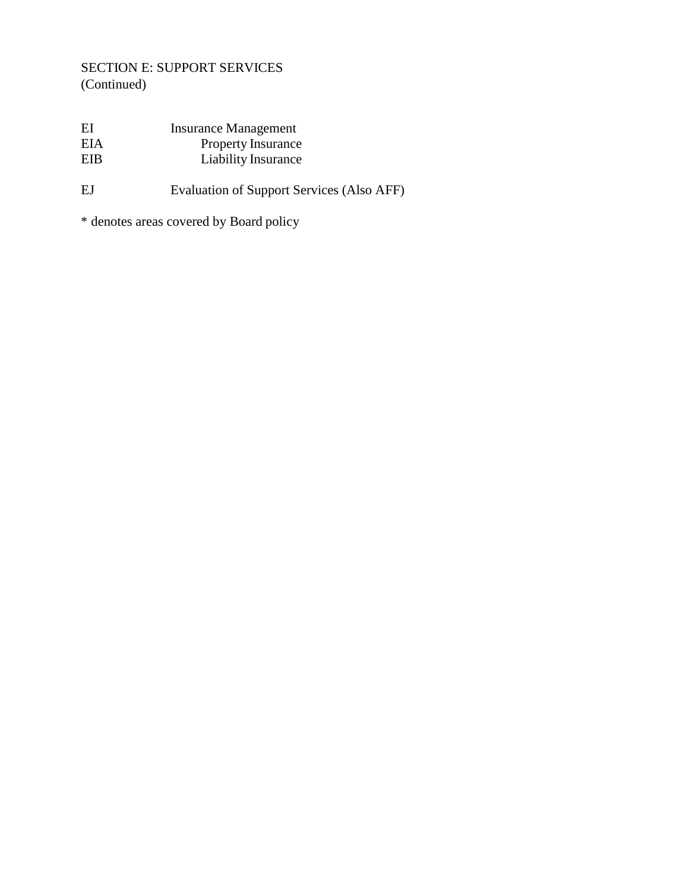SECTION E: SUPPORT SERVICES
(Continued)

| | |
|---|---|
| EI | Insurance Management |
| EIA | Property Insurance |
| EIB | Liability Insurance |
| | |
| EJ | Evaluation of Support Services (Also AFF) |

* denotes areas covered by Board policy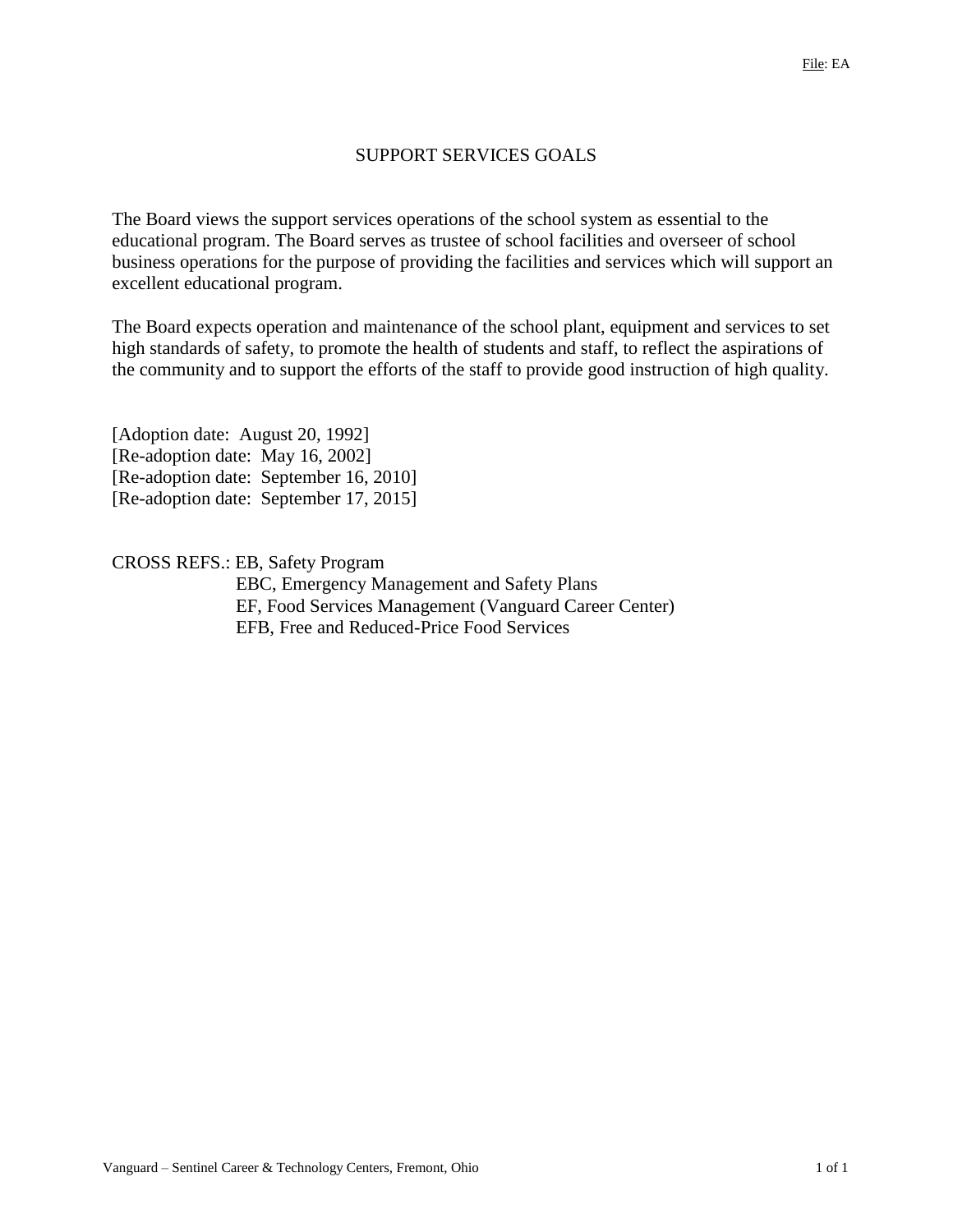File: EA

# SUPPORT SERVICES GOALS

The Board views the support services operations of the school system as essential to the educational program. The Board serves as trustee of school facilities and overseer of school business operations for the purpose of providing the facilities and services which will support an excellent educational program.

The Board expects operation and maintenance of the school plant, equipment and services to set high standards of safety, to promote the health of students and staff, to reflect the aspirations of the community and to support the efforts of the staff to provide good instruction of high quality.

[Adoption date: August 20, 1992]
[Re-adoption date: May 16, 2002]
[Re-adoption date: September 16, 2010]
[Re-adoption date: September 17, 2015]

CROSS REFS.: EB, Safety Program
EBC, Emergency Management and Safety Plans
EF, Food Services Management (Vanguard Career Center)
EFB, Free and Reduced-Price Food Services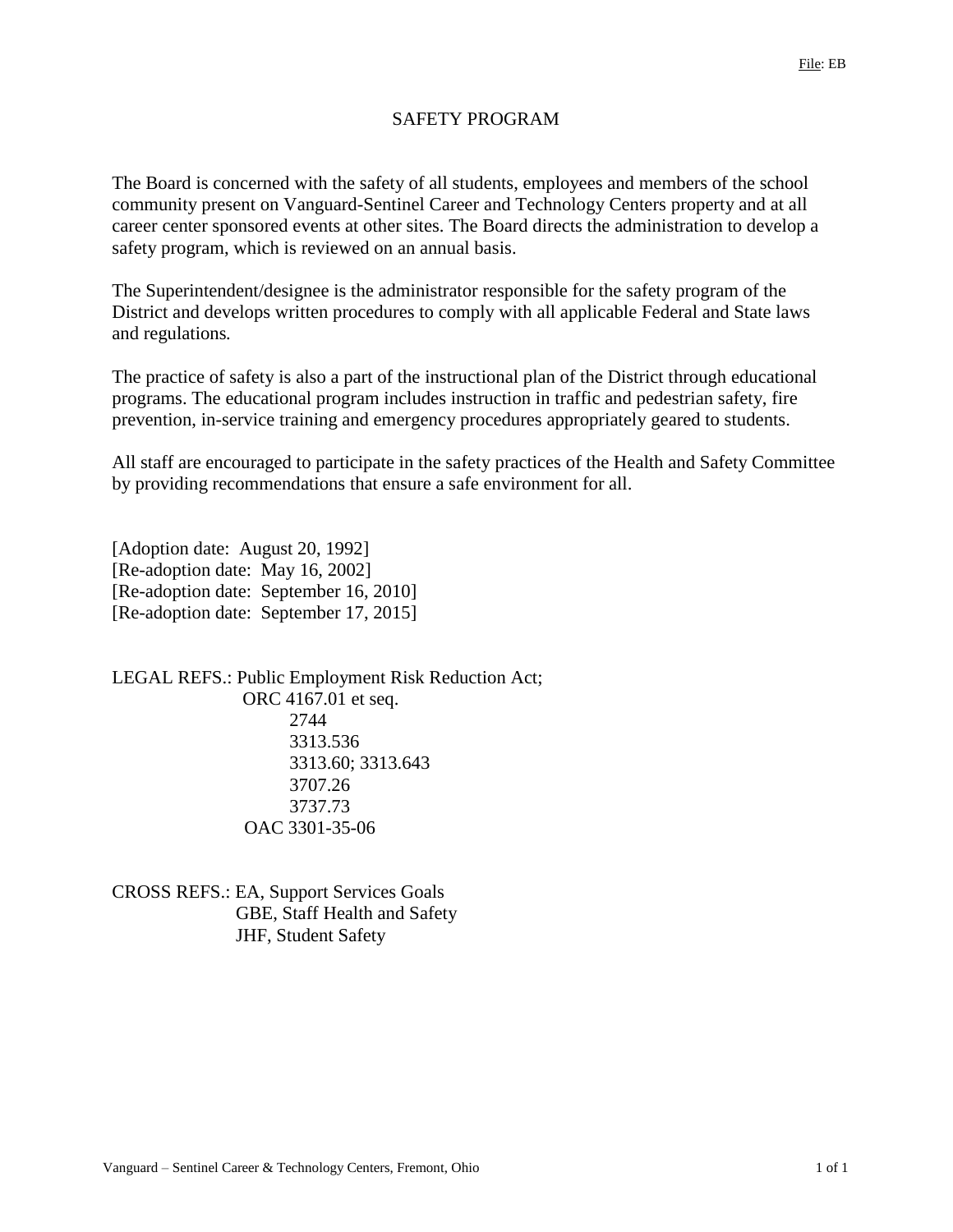File: EB

# SAFETY PROGRAM

The Board is concerned with the safety of all students, employees and members of the school community present on Vanguard-Sentinel Career and Technology Centers property and at all career center sponsored events at other sites. The Board directs the administration to develop a safety program, which is reviewed on an annual basis.

The Superintendent/designee is the administrator responsible for the safety program of the District and develops written procedures to comply with all applicable Federal and State laws and regulations.

The practice of safety is also a part of the instructional plan of the District through educational programs. The educational program includes instruction in traffic and pedestrian safety, fire prevention, in-service training and emergency procedures appropriately geared to students.

All staff are encouraged to participate in the safety practices of the Health and Safety Committee by providing recommendations that ensure a safe environment for all.

[Adoption date: August 20, 1992]
[Re-adoption date: May 16, 2002]
[Re-adoption date: September 16, 2010]
[Re-adoption date: September 17, 2015]

LEGAL REFS.: Public Employment Risk Reduction Act;
ORC 4167.01 et seq.
2744
3313.536
3313.60; 3313.643
3707.26
3737.73
OAC 3301-35-06

CROSS REFS.: EA, Support Services Goals
GBE, Staff Health and Safety
JHF, Student Safety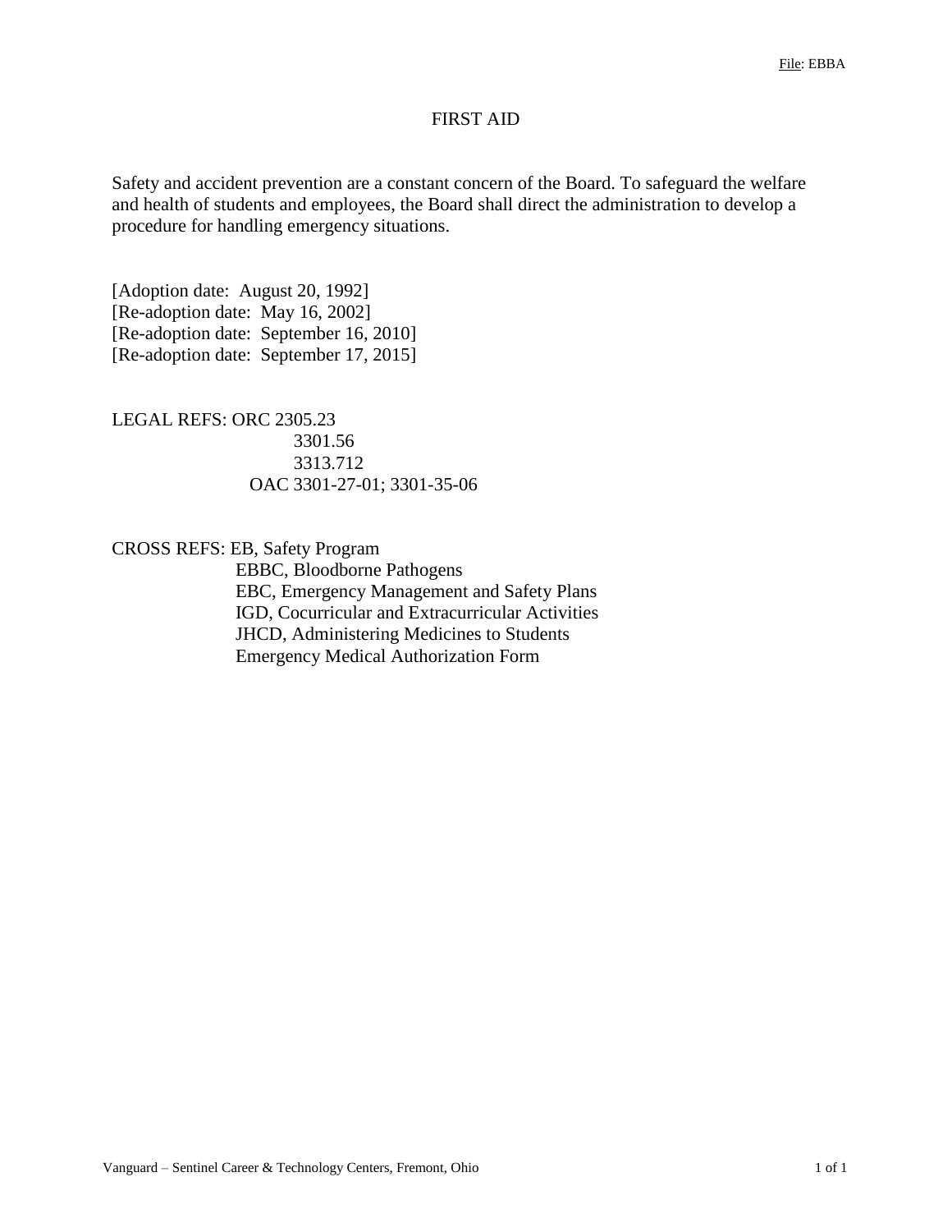File: EBBA

# FIRST AID

Safety and accident prevention are a constant concern of the Board. To safeguard the welfare and health of students and employees, the Board shall direct the administration to develop a procedure for handling emergency situations.

[Adoption date: August 20, 1992]
[Re-adoption date: May 16, 2002]
[Re-adoption date: September 16, 2010]
[Re-adoption date: September 17, 2015]

LEGAL REFS: ORC 2305.23
3301.56
3313.712
OAC 3301-27-01; 3301-35-06

CROSS REFS: EB, Safety Program
EBBC, Bloodborne Pathogens
EBC, Emergency Management and Safety Plans
IGD, Cocurricular and Extracurricular Activities
JHCD, Administering Medicines to Students
Emergency Medical Authorization Form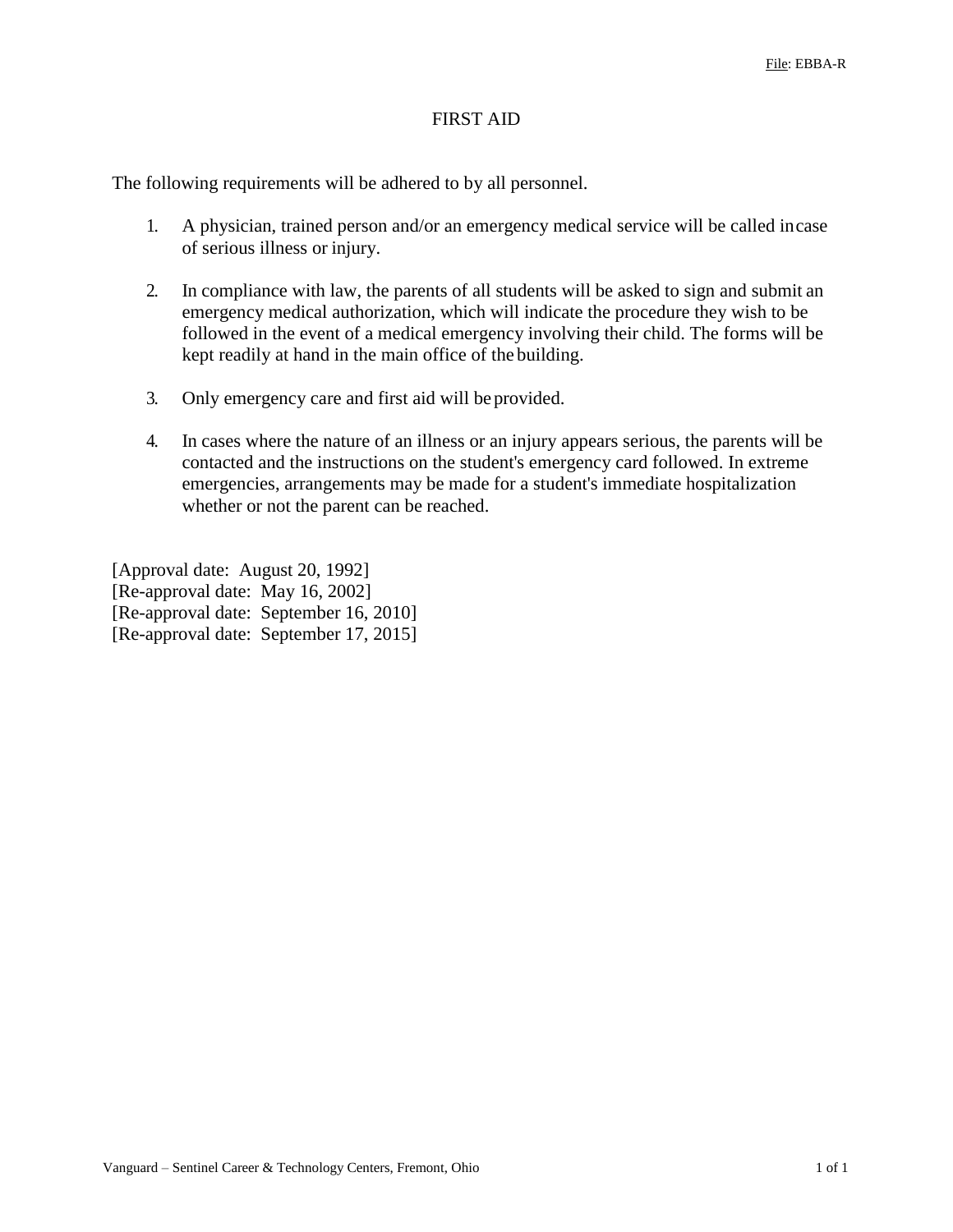File: EBBA-R

# FIRST AID

The following requirements will be adhered to by all personnel.

1. A physician, trained person and/or an emergency medical service will be called in case of serious illness or injury.

2. In compliance with law, the parents of all students will be asked to sign and submit an emergency medical authorization, which will indicate the procedure they wish to be followed in the event of a medical emergency involving their child. The forms will be kept readily at hand in the main office of the building.

3. Only emergency care and first aid will be provided.

4. In cases where the nature of an illness or an injury appears serious, the parents will be contacted and the instructions on the student's emergency card followed. In extreme emergencies, arrangements may be made for a student's immediate hospitalization whether or not the parent can be reached.

[Approval date: August 20, 1992]
[Re-approval date: May 16, 2002]
[Re-approval date: September 16, 2010]
[Re-approval date: September 17, 2015]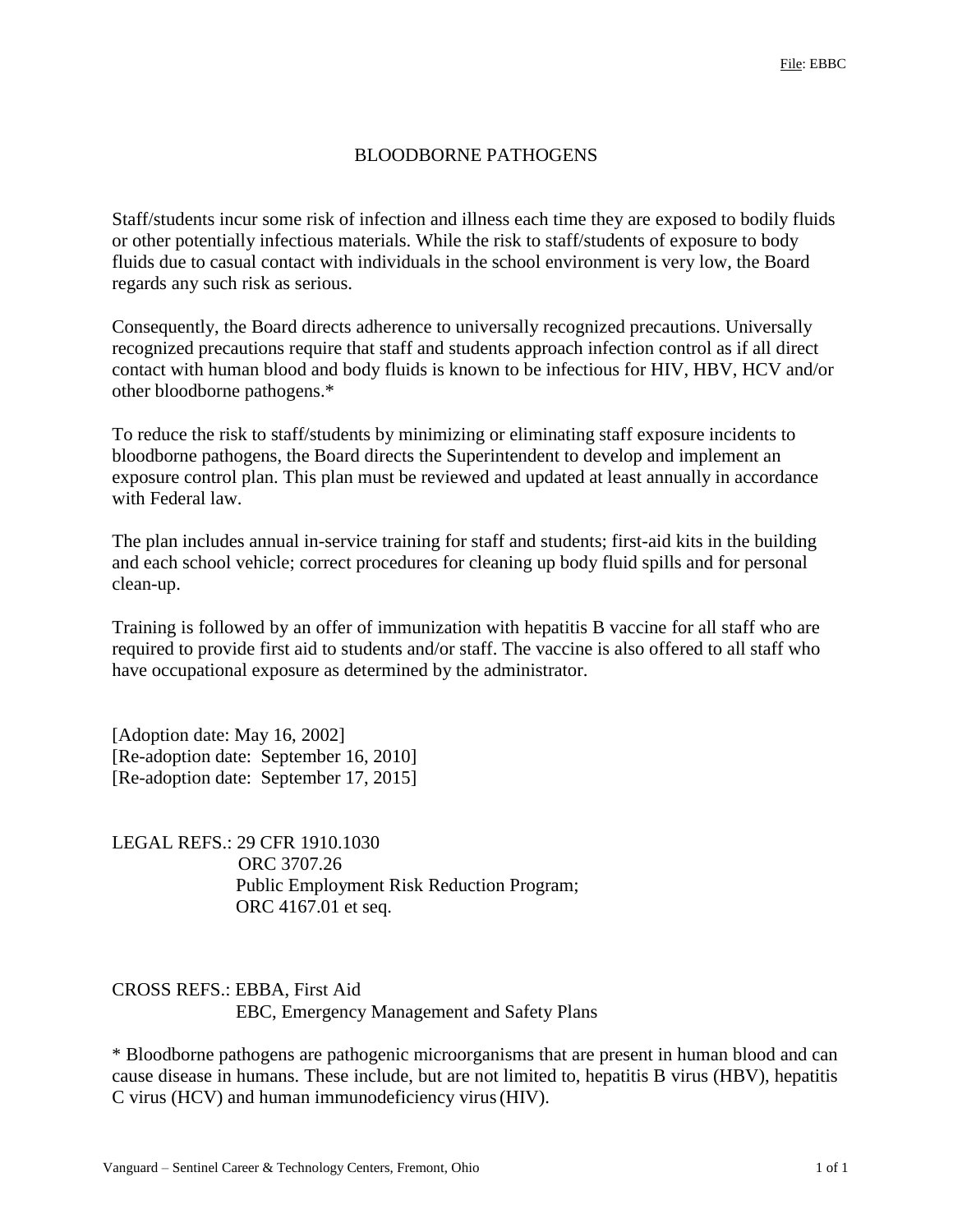File: EBBC

# BLOODBORNE PATHOGENS

Staff/students incur some risk of infection and illness each time they are exposed to bodily fluids or other potentially infectious materials. While the risk to staff/students of exposure to body fluids due to casual contact with individuals in the school environment is very low, the Board regards any such risk as serious.

Consequently, the Board directs adherence to universally recognized precautions. Universally recognized precautions require that staff and students approach infection control as if all direct contact with human blood and body fluids is known to be infectious for HIV, HBV, HCV and/or other bloodborne pathogens.*

To reduce the risk to staff/students by minimizing or eliminating staff exposure incidents to bloodborne pathogens, the Board directs the Superintendent to develop and implement an exposure control plan. This plan must be reviewed and updated at least annually in accordance with Federal law.

The plan includes annual in-service training for staff and students; first-aid kits in the building and each school vehicle; correct procedures for cleaning up body fluid spills and for personal clean-up.

Training is followed by an offer of immunization with hepatitis B vaccine for all staff who are required to provide first aid to students and/or staff. The vaccine is also offered to all staff who have occupational exposure as determined by the administrator.

[Adoption date: May 16, 2002]
[Re-adoption date: September 16, 2010]
[Re-adoption date: September 17, 2015]

LEGAL REFS.: 29 CFR 1910.1030
ORC 3707.26
Public Employment Risk Reduction Program;
ORC 4167.01 et seq.

CROSS REFS.: EBBA, First Aid
EBC, Emergency Management and Safety Plans

* Bloodborne pathogens are pathogenic microorganisms that are present in human blood and can cause disease in humans. These include, but are not limited to, hepatitis B virus (HBV), hepatitis C virus (HCV) and human immunodeficiency virus (HIV).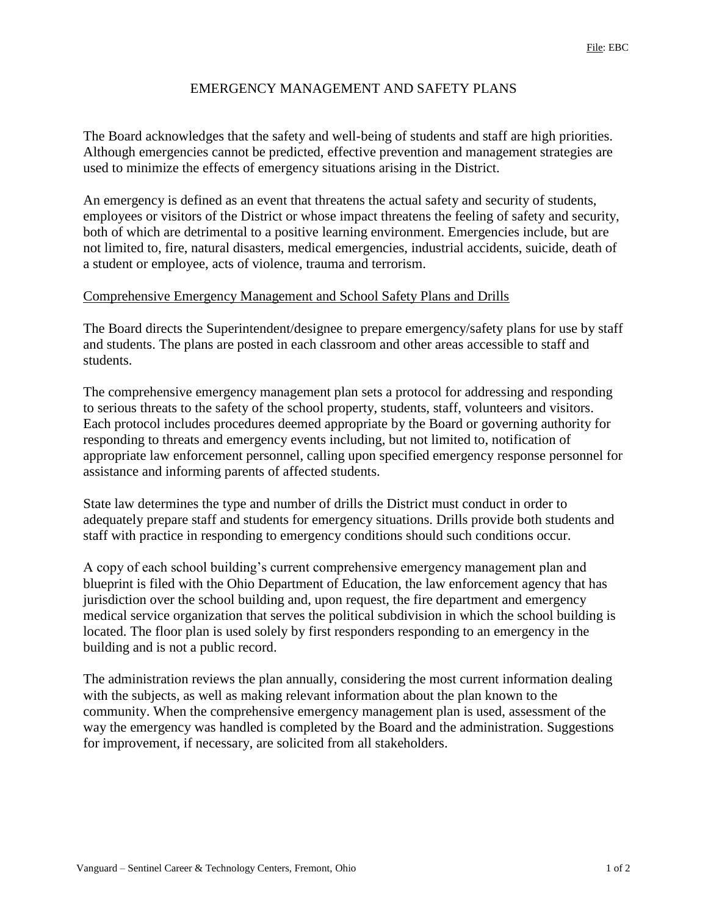# EMERGENCY MANAGEMENT AND SAFETY PLANS

The Board acknowledges that the safety and well-being of students and staff are high priorities. Although emergencies cannot be predicted, effective prevention and management strategies are used to minimize the effects of emergency situations arising in the District.

An emergency is defined as an event that threatens the actual safety and security of students, employees or visitors of the District or whose impact threatens the feeling of safety and security, both of which are detrimental to a positive learning environment. Emergencies include, but are not limited to, fire, natural disasters, medical emergencies, industrial accidents, suicide, death of a student or employee, acts of violence, trauma and terrorism.

## Comprehensive Emergency Management and School Safety Plans and Drills

The Board directs the Superintendent/designee to prepare emergency/safety plans for use by staff and students. The plans are posted in each classroom and other areas accessible to staff and students.

The comprehensive emergency management plan sets a protocol for addressing and responding to serious threats to the safety of the school property, students, staff, volunteers and visitors. Each protocol includes procedures deemed appropriate by the Board or governing authority for responding to threats and emergency events including, but not limited to, notification of appropriate law enforcement personnel, calling upon specified emergency response personnel for assistance and informing parents of affected students.

State law determines the type and number of drills the District must conduct in order to adequately prepare staff and students for emergency situations. Drills provide both students and staff with practice in responding to emergency conditions should such conditions occur.

A copy of each school building's current comprehensive emergency management plan and blueprint is filed with the Ohio Department of Education, the law enforcement agency that has jurisdiction over the school building and, upon request, the fire department and emergency medical service organization that serves the political subdivision in which the school building is located. The floor plan is used solely by first responders responding to an emergency in the building and is not a public record.

The administration reviews the plan annually, considering the most current information dealing with the subjects, as well as making relevant information about the plan known to the community. When the comprehensive emergency management plan is used, assessment of the way the emergency was handled is completed by the Board and the administration. Suggestions for improvement, if necessary, are solicited from all stakeholders.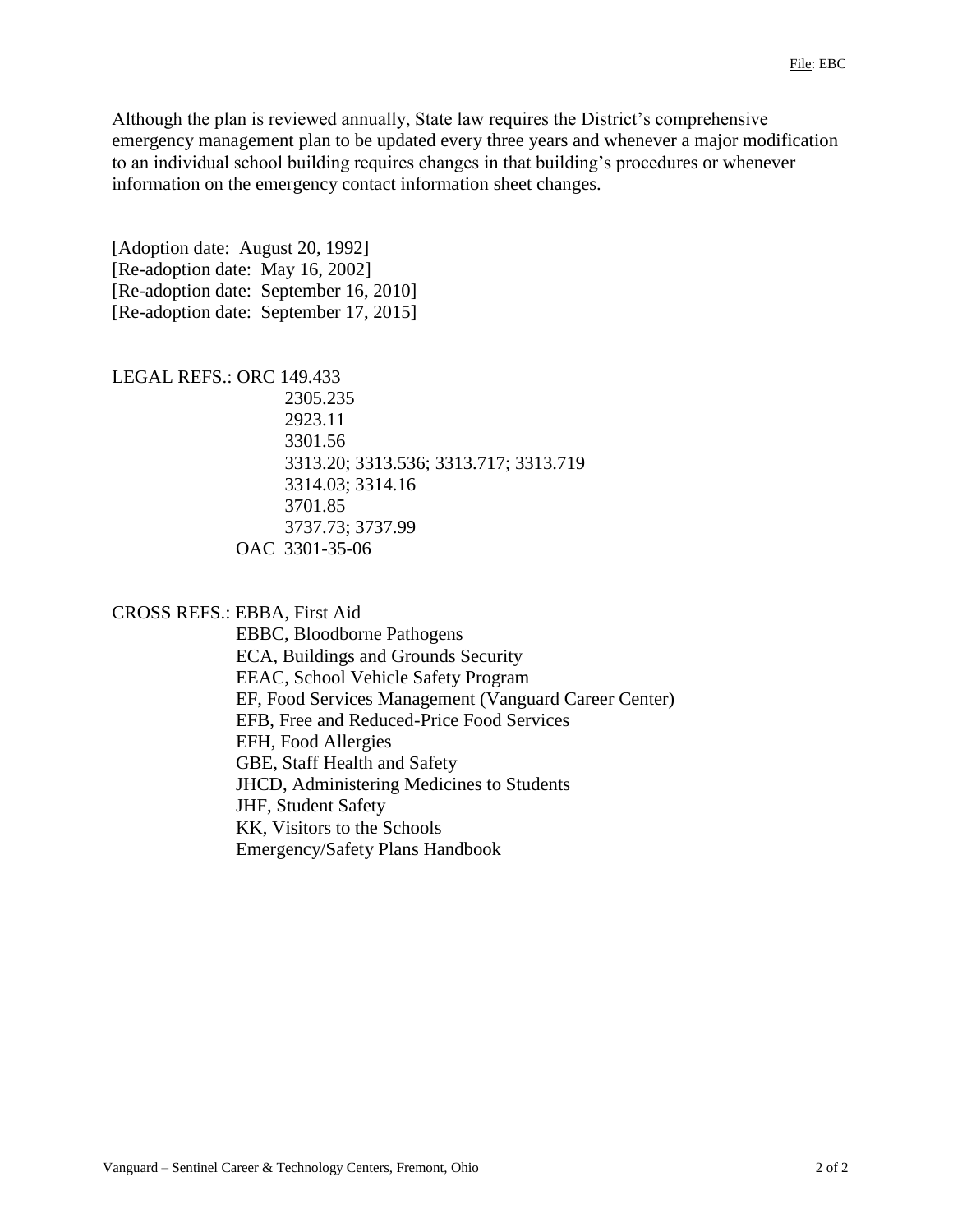Although the plan is reviewed annually, State law requires the District's comprehensive emergency management plan to be updated every three years and whenever a major modification to an individual school building requires changes in that building's procedures or whenever information on the emergency contact information sheet changes.

[Adoption date: August 20, 1992]
[Re-adoption date: May 16, 2002]
[Re-adoption date: September 16, 2010]
[Re-adoption date: September 17, 2015]

LEGAL REFS.: ORC 149.433
2305.235
2923.11
3301.56
3313.20; 3313.536; 3313.717; 3313.719
3314.03; 3314.16
3701.85
3737.73; 3737.99
OAC 3301-35-06

CROSS REFS.: EBBA, First Aid
EBBC, Bloodborne Pathogens
ECA, Buildings and Grounds Security
EEAC, School Vehicle Safety Program
EF, Food Services Management (Vanguard Career Center)
EFB, Free and Reduced-Price Food Services
EFH, Food Allergies
GBE, Staff Health and Safety
JHCD, Administering Medicines to Students
JHF, Student Safety
KK, Visitors to the Schools
Emergency/Safety Plans Handbook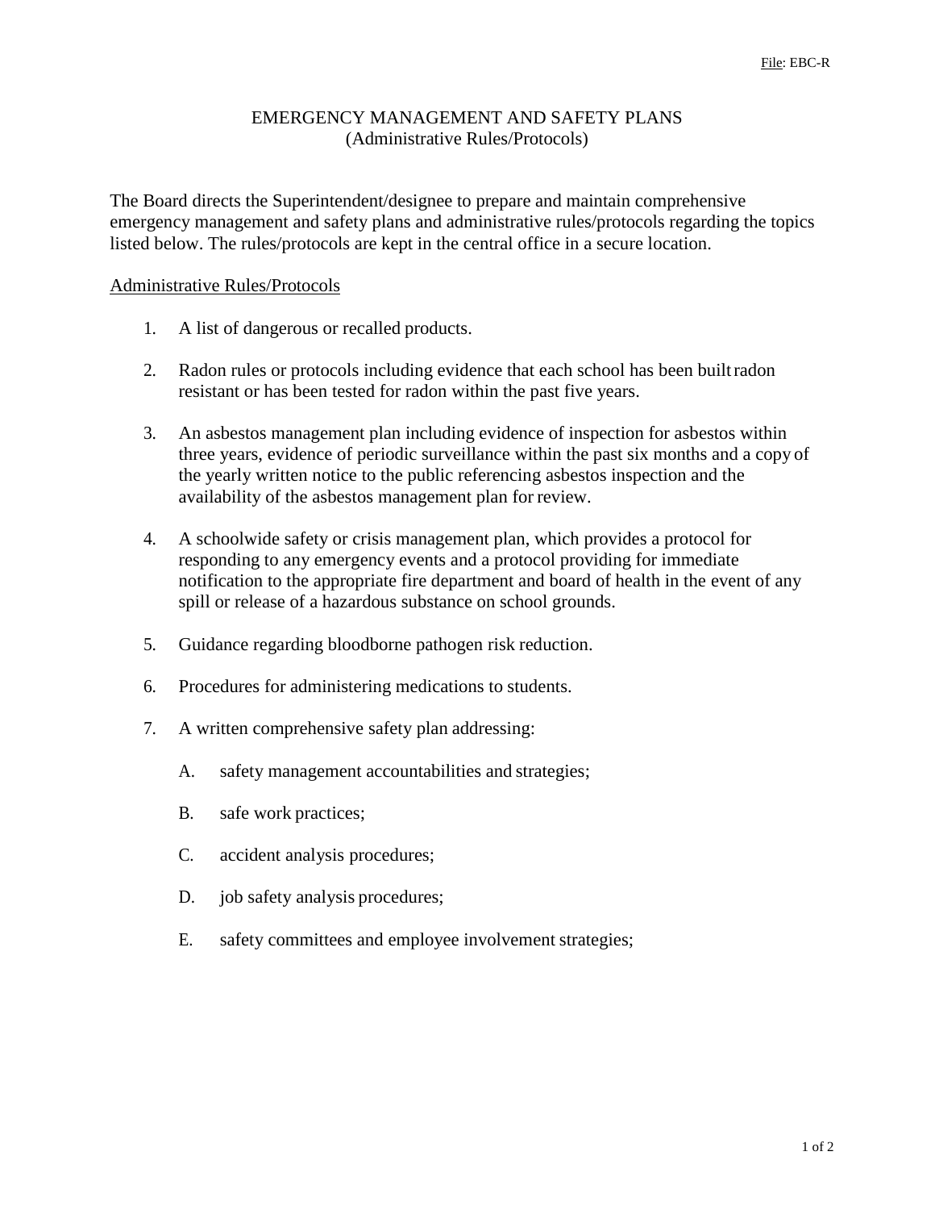EMERGENCY MANAGEMENT AND SAFETY PLANS
(Administrative Rules/Protocols)

The Board directs the Superintendent/designee to prepare and maintain comprehensive emergency management and safety plans and administrative rules/protocols regarding the topics listed below. The rules/protocols are kept in the central office in a secure location.

Administrative Rules/Protocols

1. A list of dangerous or recalled products.

2. Radon rules or protocols including evidence that each school has been built radon resistant or has been tested for radon within the past five years.

3. An asbestos management plan including evidence of inspection for asbestos within three years, evidence of periodic surveillance within the past six months and a copy of the yearly written notice to the public referencing asbestos inspection and the availability of the asbestos management plan for review.

4. A schoolwide safety or crisis management plan, which provides a protocol for responding to any emergency events and a protocol providing for immediate notification to the appropriate fire department and board of health in the event of any spill or release of a hazardous substance on school grounds.

5. Guidance regarding bloodborne pathogen risk reduction.

6. Procedures for administering medications to students.

7. A written comprehensive safety plan addressing:

   A. safety management accountabilities and strategies;

   B. safe work practices;

   C. accident analysis procedures;

   D. job safety analysis procedures;

   E. safety committees and employee involvement strategies;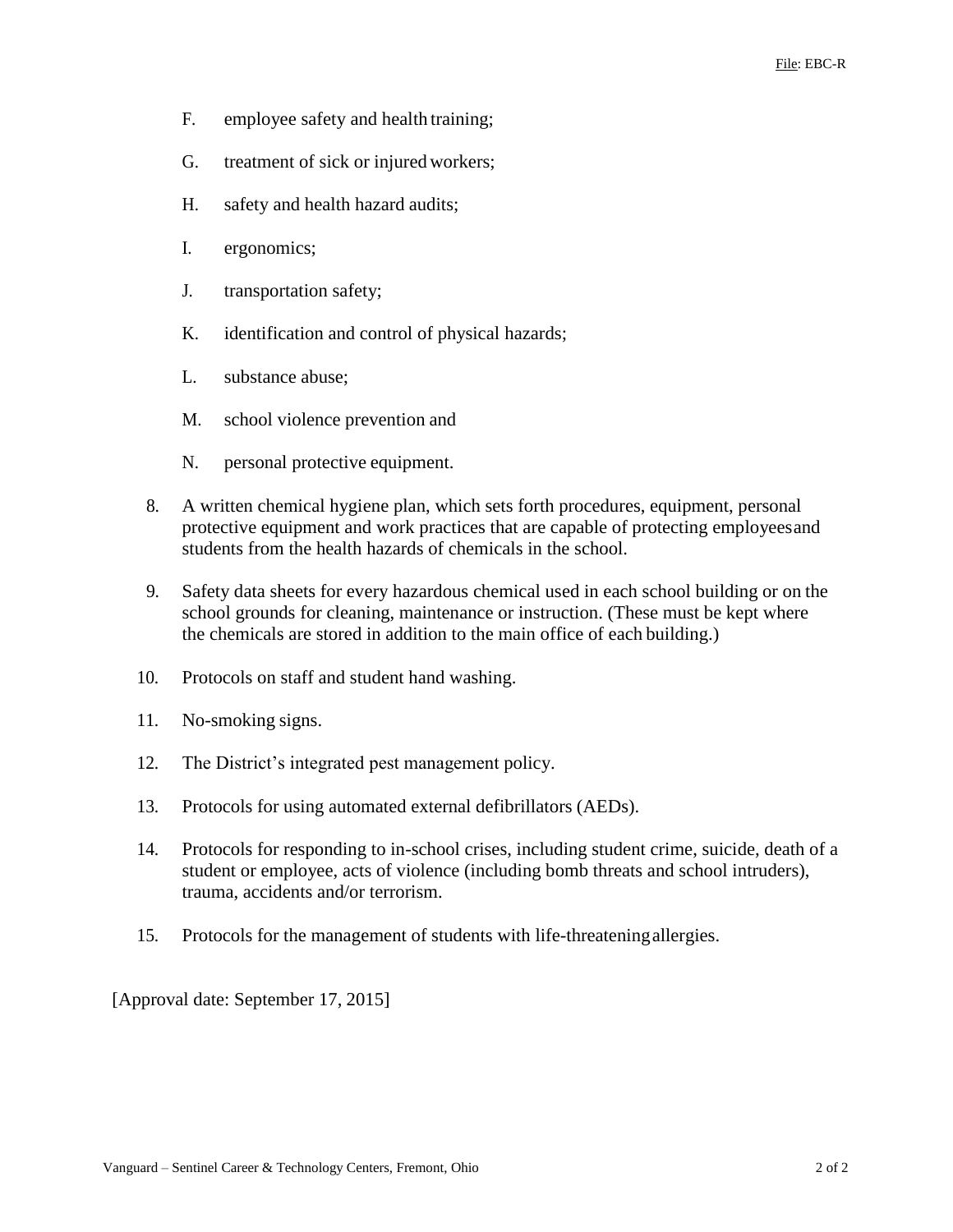F. employee safety and health training;

G. treatment of sick or injured workers;

H. safety and health hazard audits;

I. ergonomics;

J. transportation safety;

K. identification and control of physical hazards;

L. substance abuse;

M. school violence prevention and

N. personal protective equipment.

8. A written chemical hygiene plan, which sets forth procedures, equipment, personal protective equipment and work practices that are capable of protecting employees and students from the health hazards of chemicals in the school.

9. Safety data sheets for every hazardous chemical used in each school building or on the school grounds for cleaning, maintenance or instruction. (These must be kept where the chemicals are stored in addition to the main office of each building.)

10. Protocols on staff and student hand washing.

11. No-smoking signs.

12. The District's integrated pest management policy.

13. Protocols for using automated external defibrillators (AEDs).

14. Protocols for responding to in-school crises, including student crime, suicide, death of a student or employee, acts of violence (including bomb threats and school intruders), trauma, accidents and/or terrorism.

15. Protocols for the management of students with life-threatening allergies.

[Approval date: September 17, 2015]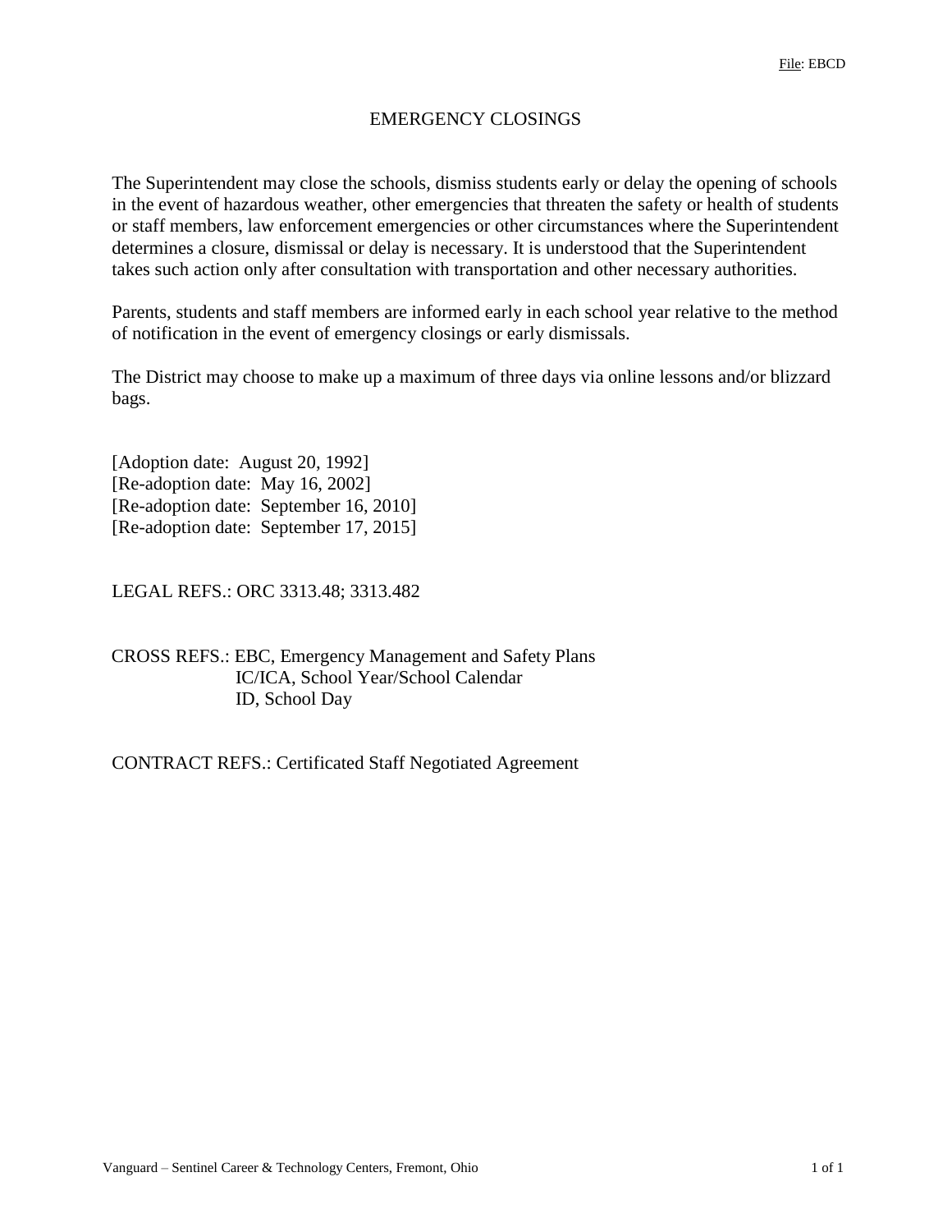File: EBCD

# EMERGENCY CLOSINGS

The Superintendent may close the schools, dismiss students early or delay the opening of schools in the event of hazardous weather, other emergencies that threaten the safety or health of students or staff members, law enforcement emergencies or other circumstances where the Superintendent determines a closure, dismissal or delay is necessary. It is understood that the Superintendent takes such action only after consultation with transportation and other necessary authorities.

Parents, students and staff members are informed early in each school year relative to the method of notification in the event of emergency closings or early dismissals.

The District may choose to make up a maximum of three days via online lessons and/or blizzard bags.

[Adoption date: August 20, 1992]
[Re-adoption date: May 16, 2002]
[Re-adoption date: September 16, 2010]
[Re-adoption date: September 17, 2015]

LEGAL REFS.: ORC 3313.48; 3313.482

CROSS REFS.: EBC, Emergency Management and Safety Plans
IC/ICA, School Year/School Calendar
ID, School Day

CONTRACT REFS.: Certificated Staff Negotiated Agreement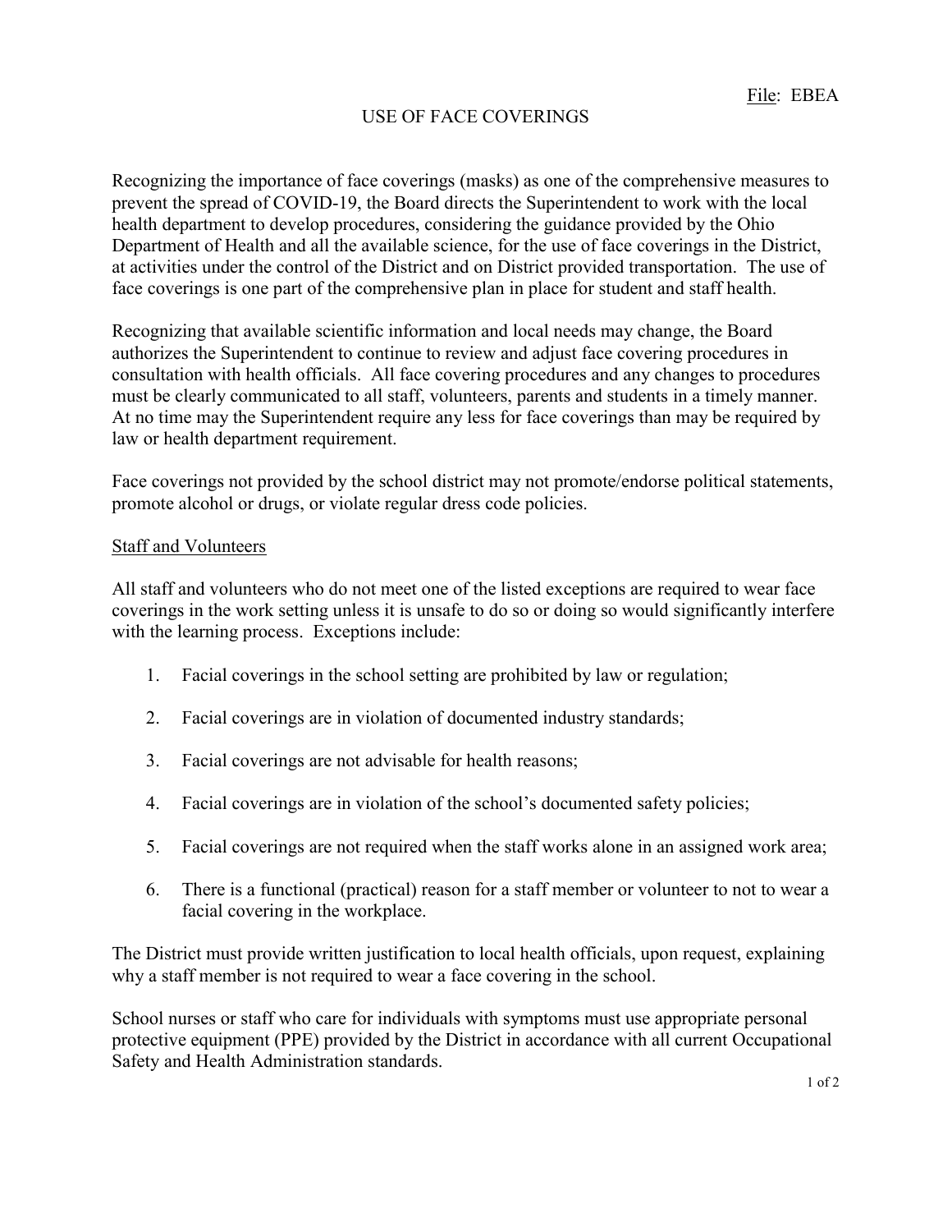File: EBEA

# USE OF FACE COVERINGS

Recognizing the importance of face coverings (masks) as one of the comprehensive measures to prevent the spread of COVID-19, the Board directs the Superintendent to work with the local health department to develop procedures, considering the guidance provided by the Ohio Department of Health and all the available science, for the use of face coverings in the District, at activities under the control of the District and on District provided transportation. The use of face coverings is one part of the comprehensive plan in place for student and staff health.

Recognizing that available scientific information and local needs may change, the Board authorizes the Superintendent to continue to review and adjust face covering procedures in consultation with health officials. All face covering procedures and any changes to procedures must be clearly communicated to all staff, volunteers, parents and students in a timely manner. At no time may the Superintendent require any less for face coverings than may be required by law or health department requirement.

Face coverings not provided by the school district may not promote/endorse political statements, promote alcohol or drugs, or violate regular dress code policies.

## Staff and Volunteers

All staff and volunteers who do not meet one of the listed exceptions are required to wear face coverings in the work setting unless it is unsafe to do so or doing so would significantly interfere with the learning process. Exceptions include:

1. Facial coverings in the school setting are prohibited by law or regulation;
2. Facial coverings are in violation of documented industry standards;
3. Facial coverings are not advisable for health reasons;
4. Facial coverings are in violation of the school's documented safety policies;
5. Facial coverings are not required when the staff works alone in an assigned work area;
6. There is a functional (practical) reason for a staff member or volunteer to not to wear a facial covering in the workplace.

The District must provide written justification to local health officials, upon request, explaining why a staff member is not required to wear a face covering in the school.

School nurses or staff who care for individuals with symptoms must use appropriate personal protective equipment (PPE) provided by the District in accordance with all current Occupational Safety and Health Administration standards.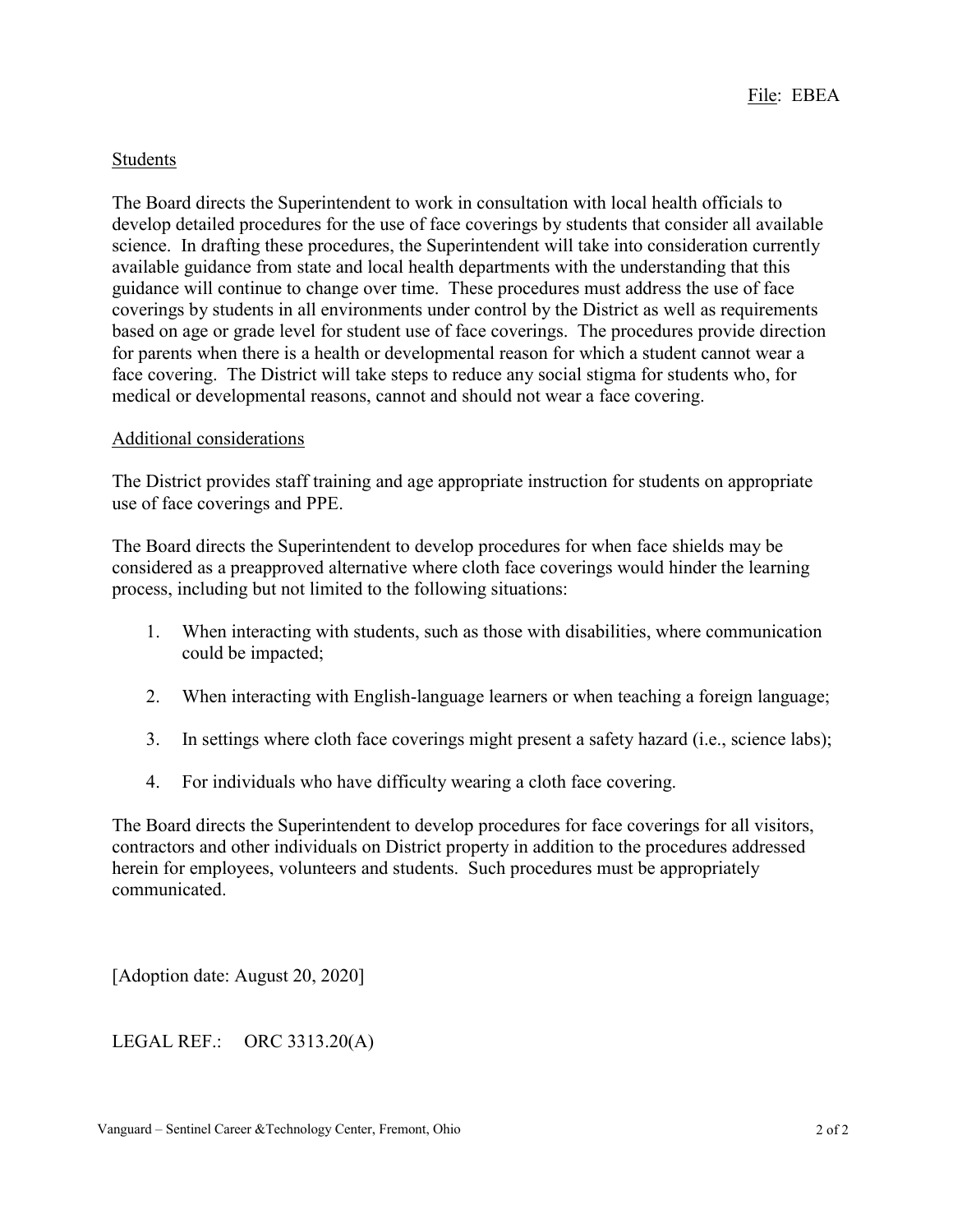File: EBEA

Students

The Board directs the Superintendent to work in consultation with local health officials to develop detailed procedures for the use of face coverings by students that consider all available science. In drafting these procedures, the Superintendent will take into consideration currently available guidance from state and local health departments with the understanding that this guidance will continue to change over time. These procedures must address the use of face coverings by students in all environments under control by the District as well as requirements based on age or grade level for student use of face coverings. The procedures provide direction for parents when there is a health or developmental reason for which a student cannot wear a face covering. The District will take steps to reduce any social stigma for students who, for medical or developmental reasons, cannot and should not wear a face covering.

Additional considerations

The District provides staff training and age appropriate instruction for students on appropriate use of face coverings and PPE.

The Board directs the Superintendent to develop procedures for when face shields may be considered as a preapproved alternative where cloth face coverings would hinder the learning process, including but not limited to the following situations:

1. When interacting with students, such as those with disabilities, where communication could be impacted;
2. When interacting with English-language learners or when teaching a foreign language;
3. In settings where cloth face coverings might present a safety hazard (i.e., science labs);
4. For individuals who have difficulty wearing a cloth face covering.

The Board directs the Superintendent to develop procedures for face coverings for all visitors, contractors and other individuals on District property in addition to the procedures addressed herein for employees, volunteers and students. Such procedures must be appropriately communicated.

[Adoption date: August 20, 2020]

LEGAL REF.: ORC 3313.20(A)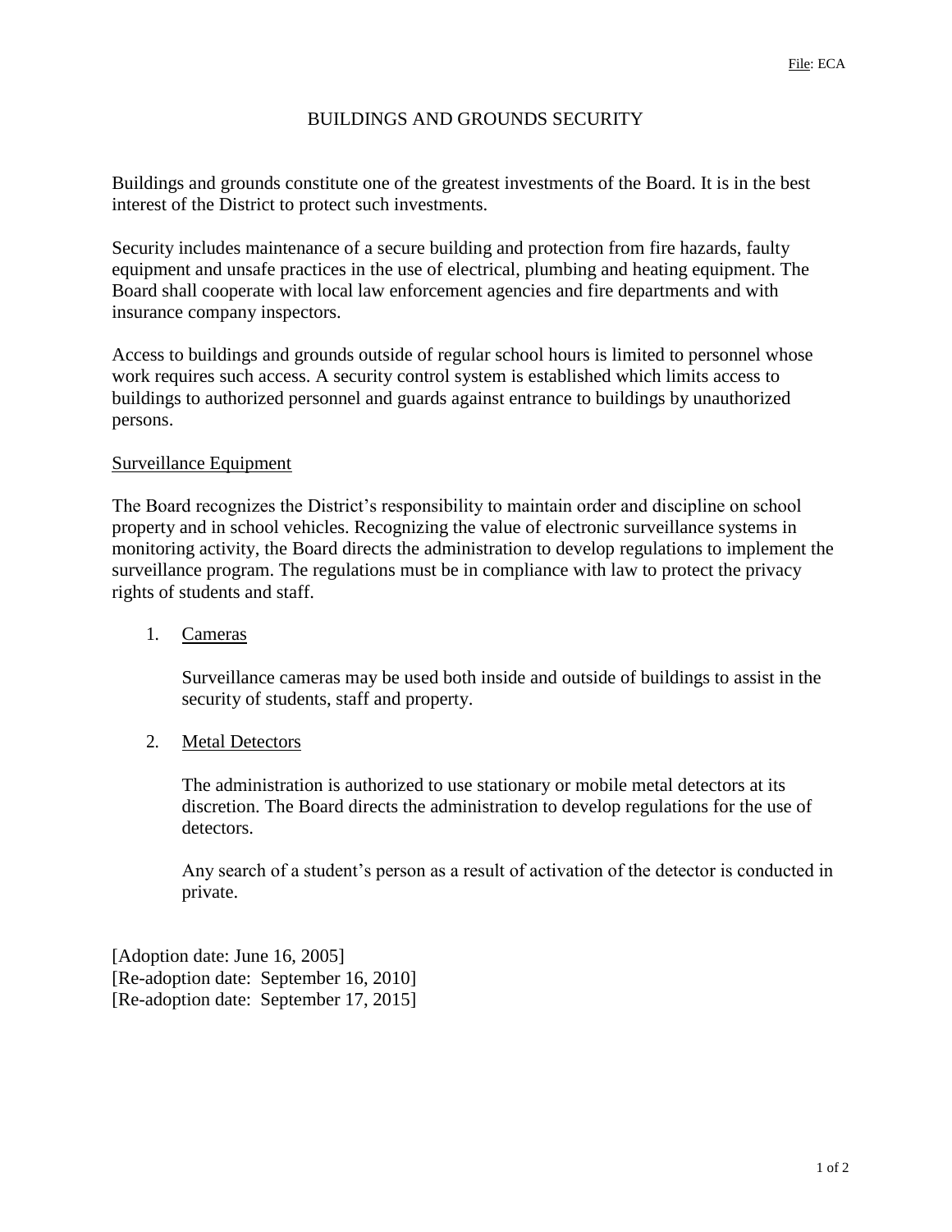File: ECA

# BUILDINGS AND GROUNDS SECURITY

Buildings and grounds constitute one of the greatest investments of the Board. It is in the best interest of the District to protect such investments.

Security includes maintenance of a secure building and protection from fire hazards, faulty equipment and unsafe practices in the use of electrical, plumbing and heating equipment. The Board shall cooperate with local law enforcement agencies and fire departments and with insurance company inspectors.

Access to buildings and grounds outside of regular school hours is limited to personnel whose work requires such access. A security control system is established which limits access to buildings to authorized personnel and guards against entrance to buildings by unauthorized persons.

## Surveillance Equipment

The Board recognizes the District's responsibility to maintain order and discipline on school property and in school vehicles. Recognizing the value of electronic surveillance systems in monitoring activity, the Board directs the administration to develop regulations to implement the surveillance program. The regulations must be in compliance with law to protect the privacy rights of students and staff.

1. Cameras

   Surveillance cameras may be used both inside and outside of buildings to assist in the security of students, staff and property.

2. Metal Detectors

   The administration is authorized to use stationary or mobile metal detectors at its discretion. The Board directs the administration to develop regulations for the use of detectors.

   Any search of a student's person as a result of activation of the detector is conducted in private.

[Adoption date: June 16, 2005]
[Re-adoption date: September 16, 2010]
[Re-adoption date: September 17, 2015]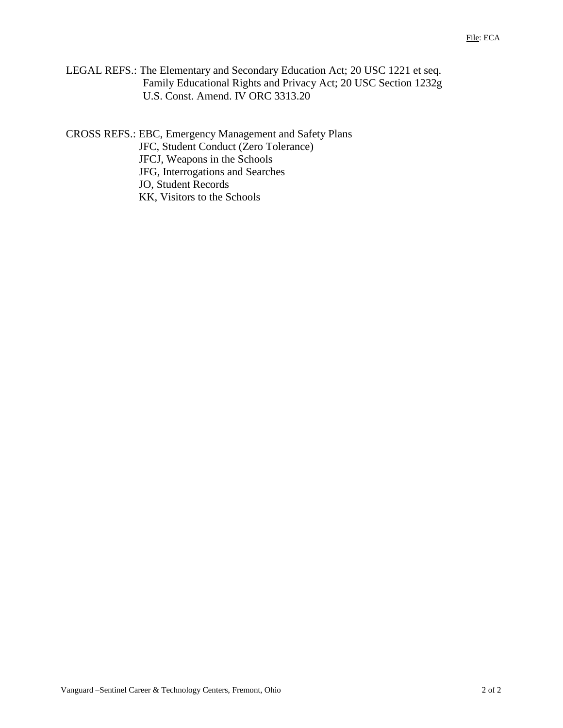LEGAL REFS.: The Elementary and Secondary Education Act; 20 USC 1221 et seq.
Family Educational Rights and Privacy Act; 20 USC Section 1232g
U.S. Const. Amend. IV ORC 3313.20

CROSS REFS.: EBC, Emergency Management and Safety Plans
JFC, Student Conduct (Zero Tolerance)
JFCJ, Weapons in the Schools
JFG, Interrogations and Searches
JO, Student Records
KK, Visitors to the Schools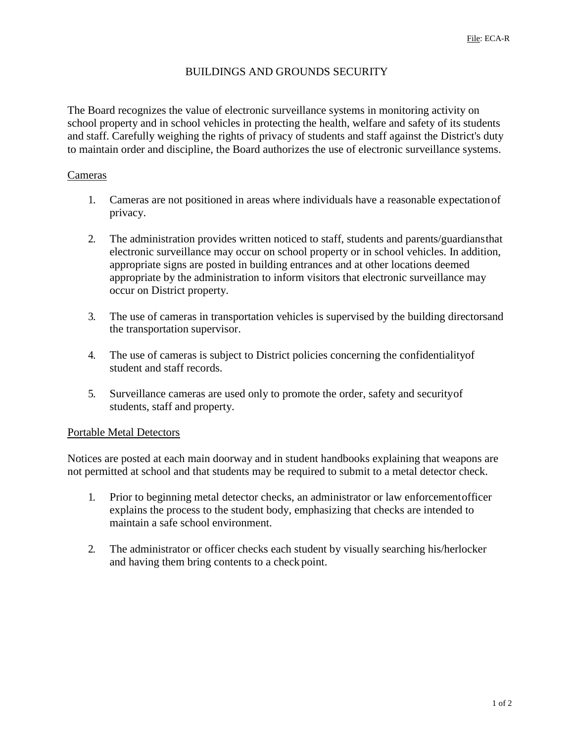File: ECA-R

# BUILDINGS AND GROUNDS SECURITY

The Board recognizes the value of electronic surveillance systems in monitoring activity on school property and in school vehicles in protecting the health, welfare and safety of its students and staff. Carefully weighing the rights of privacy of students and staff against the District's duty to maintain order and discipline, the Board authorizes the use of electronic surveillance systems.

## Cameras

1. Cameras are not positioned in areas where individuals have a reasonable expectation of privacy.

2. The administration provides written noticed to staff, students and parents/guardians that electronic surveillance may occur on school property or in school vehicles. In addition, appropriate signs are posted in building entrances and at other locations deemed appropriate by the administration to inform visitors that electronic surveillance may occur on District property.

3. The use of cameras in transportation vehicles is supervised by the building directors and the transportation supervisor.

4. The use of cameras is subject to District policies concerning the confidentiality of student and staff records.

5. Surveillance cameras are used only to promote the order, safety and security of students, staff and property.

## Portable Metal Detectors

Notices are posted at each main doorway and in student handbooks explaining that weapons are not permitted at school and that students may be required to submit to a metal detector check.

1. Prior to beginning metal detector checks, an administrator or law enforcement officer explains the process to the student body, emphasizing that checks are intended to maintain a safe school environment.

2. The administrator or officer checks each student by visually searching his/her locker and having them bring contents to a check point.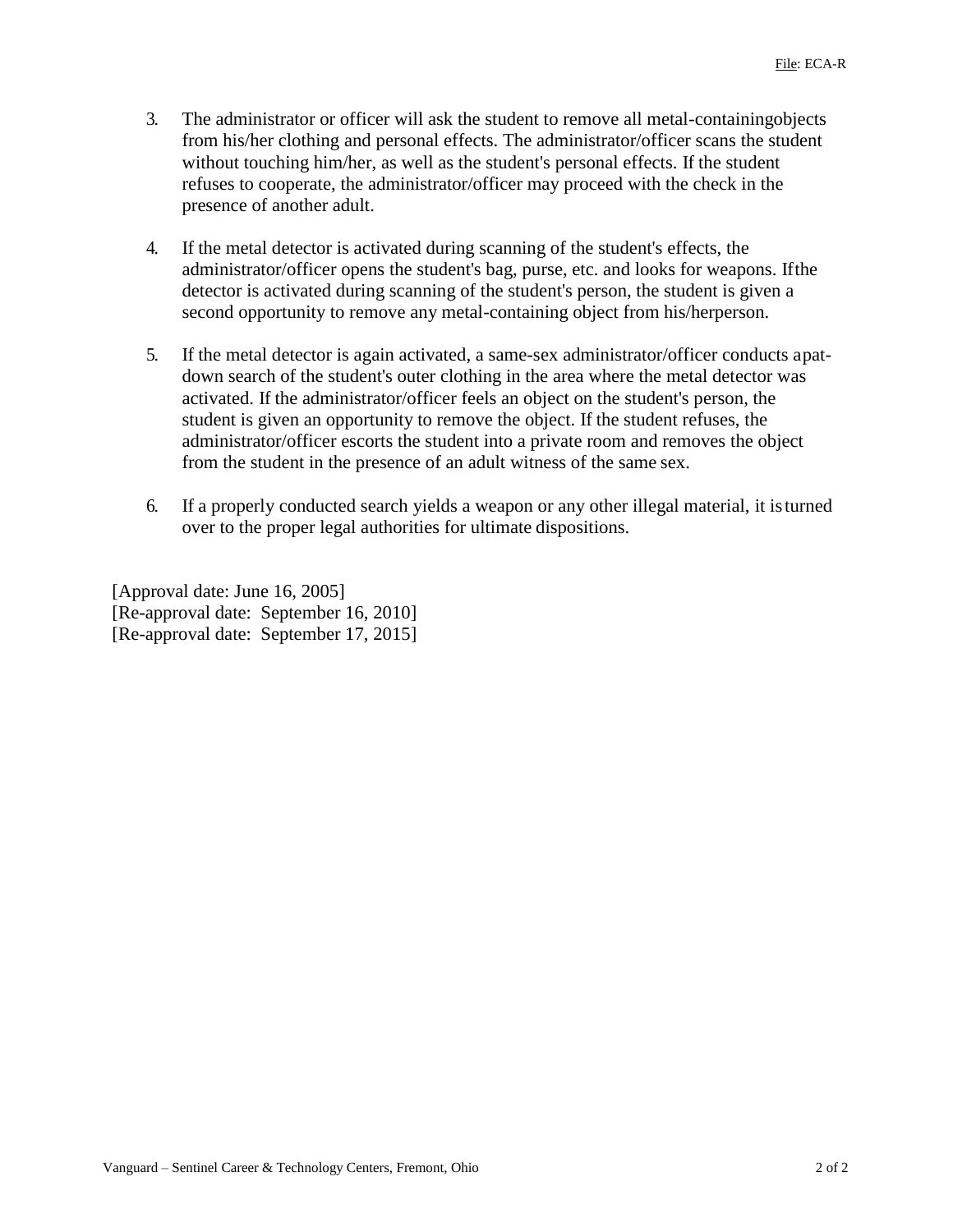3. The administrator or officer will ask the student to remove all metal-containing objects from his/her clothing and personal effects. The administrator/officer scans the student without touching him/her, as well as the student's personal effects. If the student refuses to cooperate, the administrator/officer may proceed with the check in the presence of another adult.

4. If the metal detector is activated during scanning of the student's effects, the administrator/officer opens the student's bag, purse, etc. and looks for weapons. If the detector is activated during scanning of the student's person, the student is given a second opportunity to remove any metal-containing object from his/her person.

5. If the metal detector is again activated, a same-sex administrator/officer conducts a pat-down search of the student's outer clothing in the area where the metal detector was activated. If the administrator/officer feels an object on the student's person, the student is given an opportunity to remove the object. If the student refuses, the administrator/officer escorts the student into a private room and removes the object from the student in the presence of an adult witness of the same sex.

6. If a properly conducted search yields a weapon or any other illegal material, it is turned over to the proper legal authorities for ultimate dispositions.

[Approval date: June 16, 2005]
[Re-approval date: September 16, 2010]
[Re-approval date: September 17, 2015]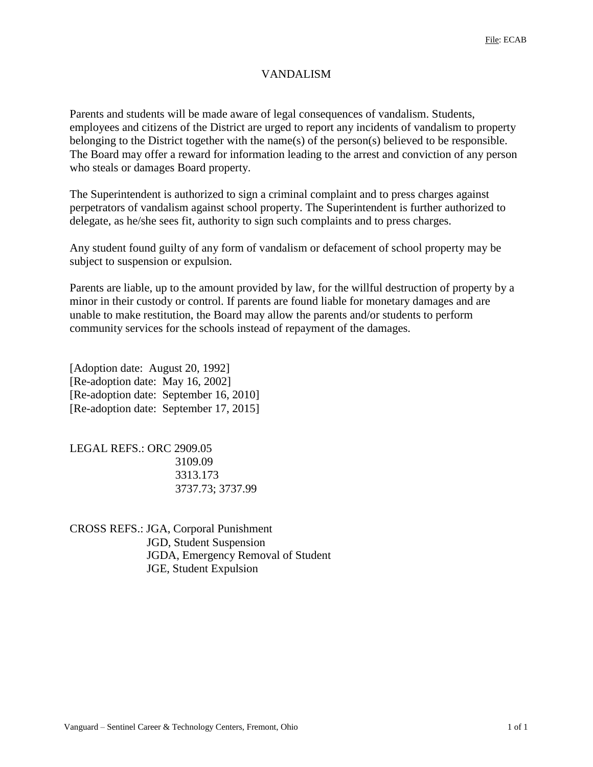File: ECAB

# VANDALISM

Parents and students will be made aware of legal consequences of vandalism. Students, employees and citizens of the District are urged to report any incidents of vandalism to property belonging to the District together with the name(s) of the person(s) believed to be responsible. The Board may offer a reward for information leading to the arrest and conviction of any person who steals or damages Board property.

The Superintendent is authorized to sign a criminal complaint and to press charges against perpetrators of vandalism against school property. The Superintendent is further authorized to delegate, as he/she sees fit, authority to sign such complaints and to press charges.

Any student found guilty of any form of vandalism or defacement of school property may be subject to suspension or expulsion.

Parents are liable, up to the amount provided by law, for the willful destruction of property by a minor in their custody or control. If parents are found liable for monetary damages and are unable to make restitution, the Board may allow the parents and/or students to perform community services for the schools instead of repayment of the damages.

[Adoption date: August 20, 1992]
[Re-adoption date: May 16, 2002]
[Re-adoption date: September 16, 2010]
[Re-adoption date: September 17, 2015]

LEGAL REFS.: ORC 2909.05
3109.09
3313.173
3737.73; 3737.99

CROSS REFS.: JGA, Corporal Punishment
JGD, Student Suspension
JGDA, Emergency Removal of Student
JGE, Student Expulsion

Vanguard – Sentinel Career & Technology Centers, Fremont, Ohio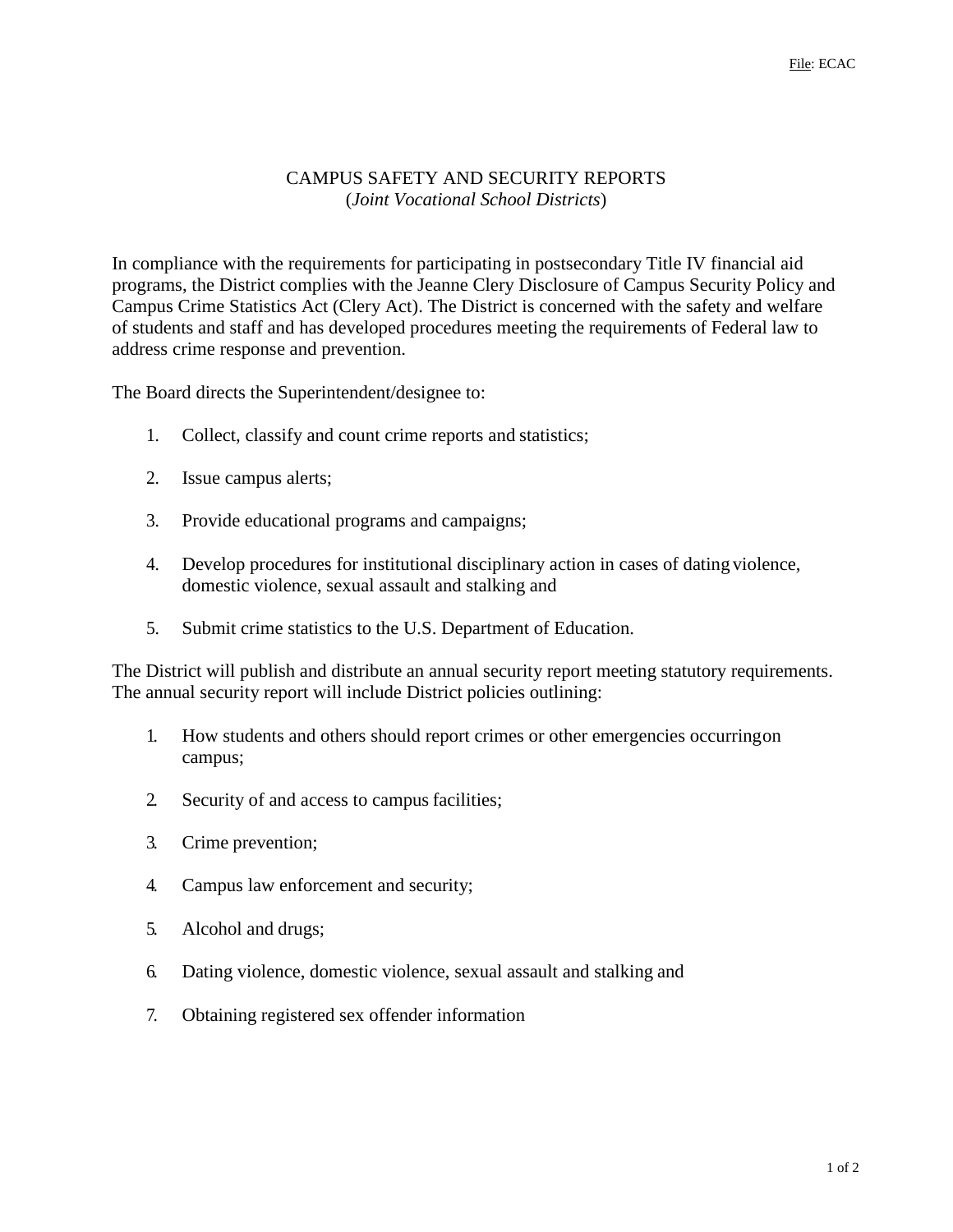File: ECAC

# CAMPUS SAFETY AND SECURITY REPORTS
(*Joint Vocational School Districts*)

In compliance with the requirements for participating in postsecondary Title IV financial aid programs, the District complies with the Jeanne Clery Disclosure of Campus Security Policy and Campus Crime Statistics Act (Clery Act). The District is concerned with the safety and welfare of students and staff and has developed procedures meeting the requirements of Federal law to address crime response and prevention.

The Board directs the Superintendent/designee to:

1. Collect, classify and count crime reports and statistics;
2. Issue campus alerts;
3. Provide educational programs and campaigns;
4. Develop procedures for institutional disciplinary action in cases of dating violence, domestic violence, sexual assault and stalking and
5. Submit crime statistics to the U.S. Department of Education.

The District will publish and distribute an annual security report meeting statutory requirements. The annual security report will include District policies outlining:

1. How students and others should report crimes or other emergencies occurring on campus;
2. Security of and access to campus facilities;
3. Crime prevention;
4. Campus law enforcement and security;
5. Alcohol and drugs;
6. Dating violence, domestic violence, sexual assault and stalking and
7. Obtaining registered sex offender information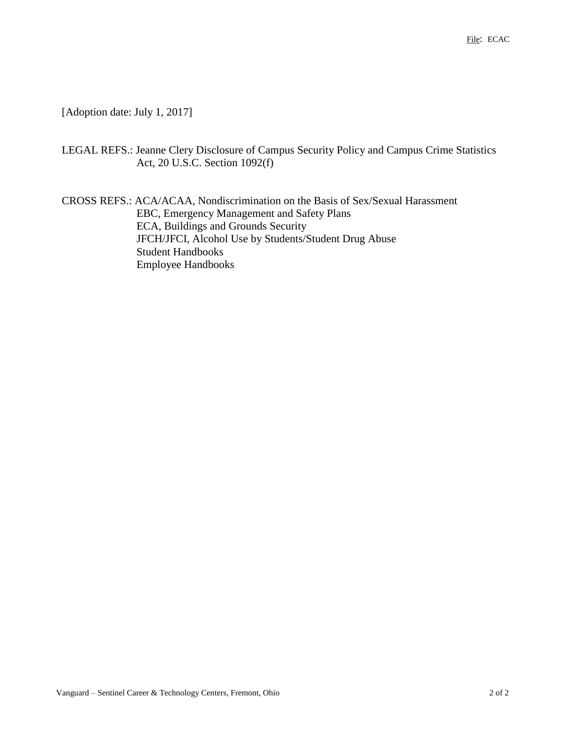[Adoption date: July 1, 2017]

LEGAL REFS.: Jeanne Clery Disclosure of Campus Security Policy and Campus Crime Statistics Act, 20 U.S.C. Section 1092(f)

CROSS REFS.: ACA/ACAA, Nondiscrimination on the Basis of Sex/Sexual Harassment
EBC, Emergency Management and Safety Plans
ECA, Buildings and Grounds Security
JFCH/JFCI, Alcohol Use by Students/Student Drug Abuse
Student Handbooks
Employee Handbooks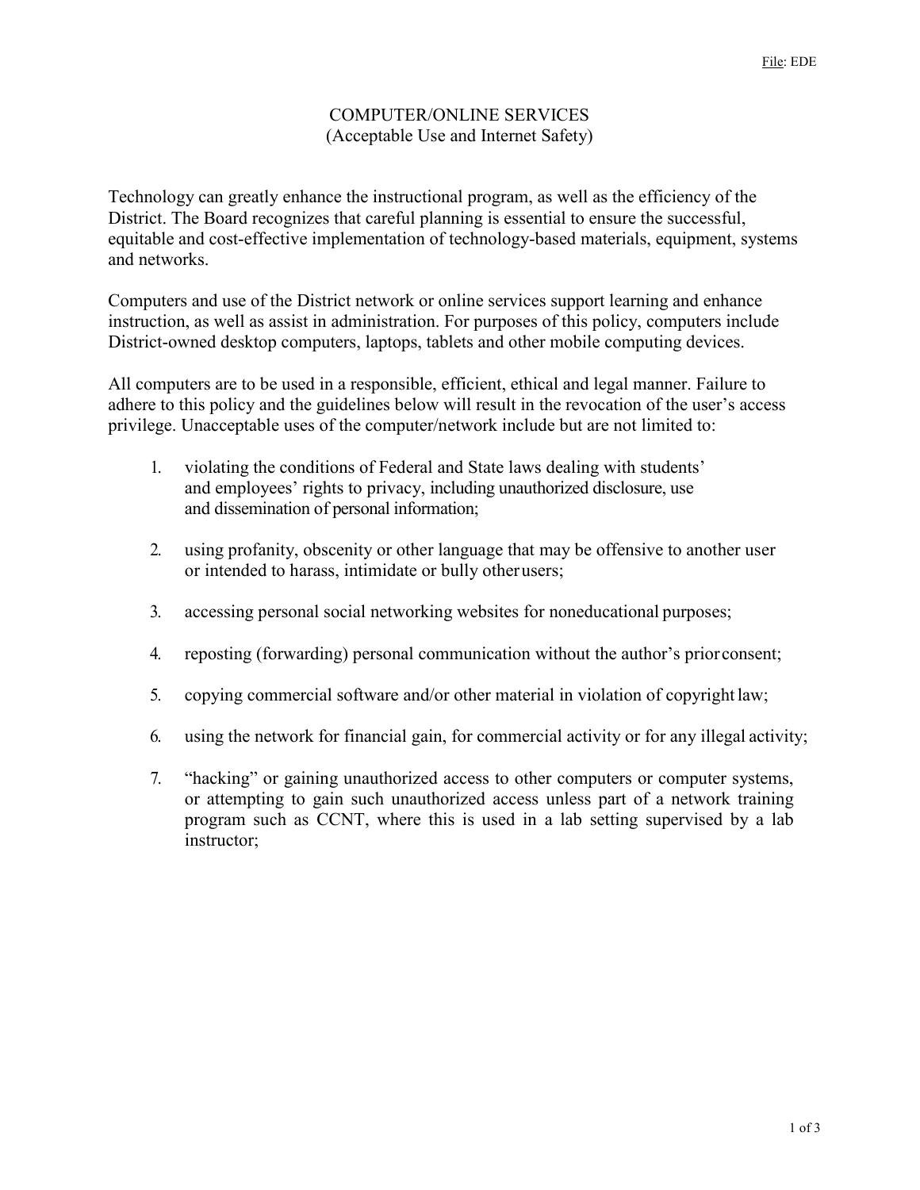File: EDE

# COMPUTER/ONLINE SERVICES
## (Acceptable Use and Internet Safety)

Technology can greatly enhance the instructional program, as well as the efficiency of the District. The Board recognizes that careful planning is essential to ensure the successful, equitable and cost-effective implementation of technology-based materials, equipment, systems and networks.

Computers and use of the District network or online services support learning and enhance instruction, as well as assist in administration. For purposes of this policy, computers include District-owned desktop computers, laptops, tablets and other mobile computing devices.

All computers are to be used in a responsible, efficient, ethical and legal manner. Failure to adhere to this policy and the guidelines below will result in the revocation of the user's access privilege. Unacceptable uses of the computer/network include but are not limited to:

1. violating the conditions of Federal and State laws dealing with students' and employees' rights to privacy, including unauthorized disclosure, use and dissemination of personal information;

2. using profanity, obscenity or other language that may be offensive to another user or intended to harass, intimidate or bully other users;

3. accessing personal social networking websites for noneducational purposes;

4. reposting (forwarding) personal communication without the author's prior consent;

5. copying commercial software and/or other material in violation of copyright law;

6. using the network for financial gain, for commercial activity or for any illegal activity;

7. "hacking" or gaining unauthorized access to other computers or computer systems, or attempting to gain such unauthorized access unless part of a network training program such as CCNT, where this is used in a lab setting supervised by a lab instructor;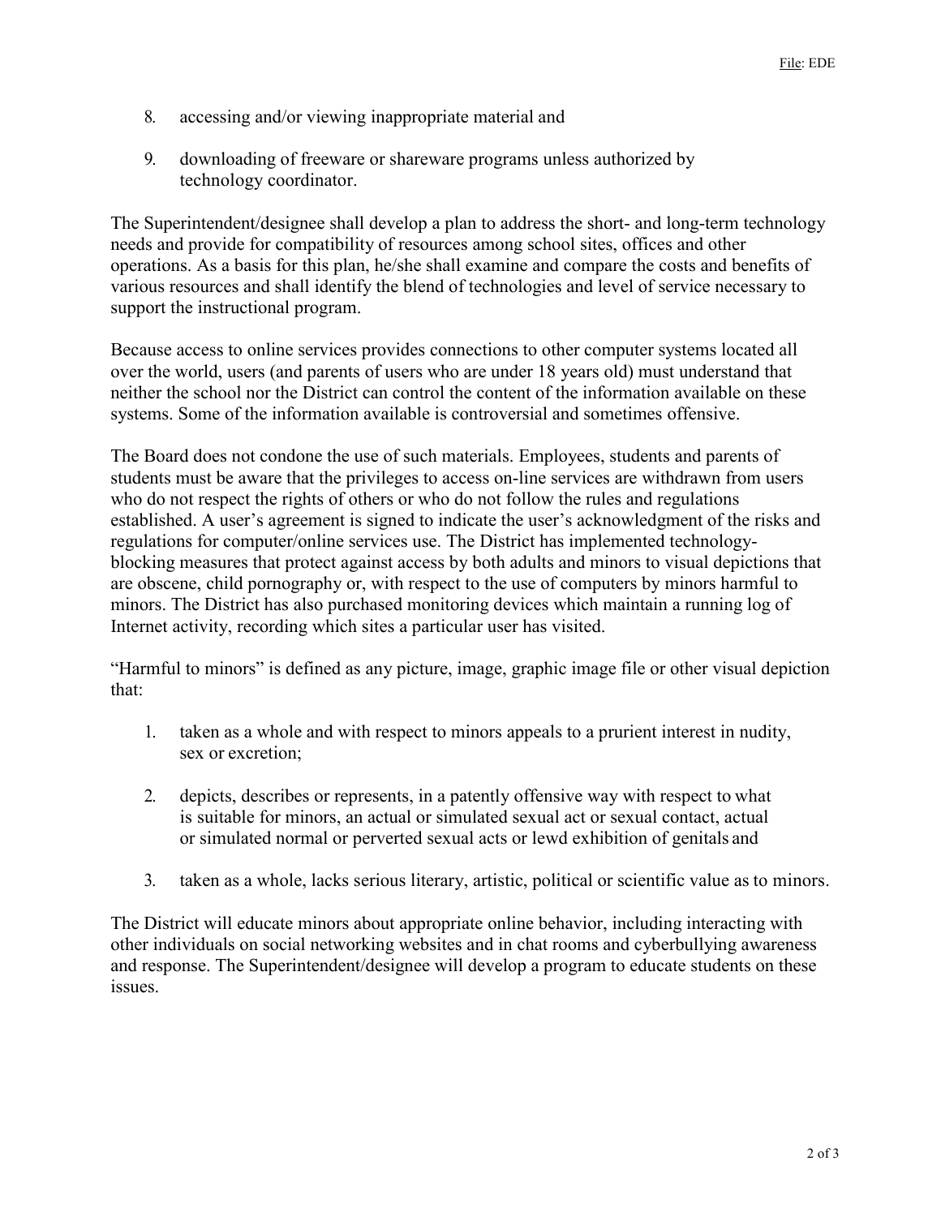8. accessing and/or viewing inappropriate material and

9. downloading of freeware or shareware programs unless authorized by technology coordinator.

The Superintendent/designee shall develop a plan to address the short- and long-term technology needs and provide for compatibility of resources among school sites, offices and other operations. As a basis for this plan, he/she shall examine and compare the costs and benefits of various resources and shall identify the blend of technologies and level of service necessary to support the instructional program.

Because access to online services provides connections to other computer systems located all over the world, users (and parents of users who are under 18 years old) must understand that neither the school nor the District can control the content of the information available on these systems. Some of the information available is controversial and sometimes offensive.

The Board does not condone the use of such materials. Employees, students and parents of students must be aware that the privileges to access on-line services are withdrawn from users who do not respect the rights of others or who do not follow the rules and regulations established. A user's agreement is signed to indicate the user's acknowledgment of the risks and regulations for computer/online services use. The District has implemented technology-blocking measures that protect against access by both adults and minors to visual depictions that are obscene, child pornography or, with respect to the use of computers by minors harmful to minors. The District has also purchased monitoring devices which maintain a running log of Internet activity, recording which sites a particular user has visited.

"Harmful to minors" is defined as any picture, image, graphic image file or other visual depiction that:

1. taken as a whole and with respect to minors appeals to a prurient interest in nudity, sex or excretion;

2. depicts, describes or represents, in a patently offensive way with respect to what is suitable for minors, an actual or simulated sexual act or sexual contact, actual or simulated normal or perverted sexual acts or lewd exhibition of genitals and

3. taken as a whole, lacks serious literary, artistic, political or scientific value as to minors.

The District will educate minors about appropriate online behavior, including interacting with other individuals on social networking websites and in chat rooms and cyberbullying awareness and response. The Superintendent/designee will develop a program to educate students on these issues.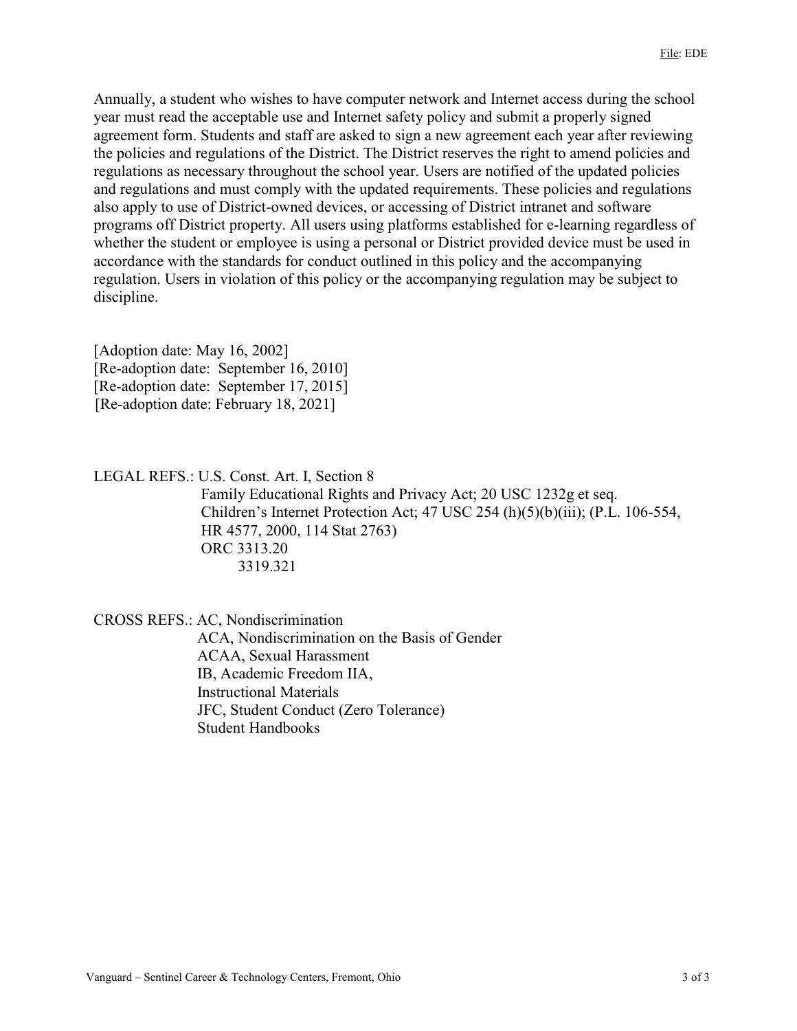Annually, a student who wishes to have computer network and Internet access during the school year must read the acceptable use and Internet safety policy and submit a properly signed agreement form. Students and staff are asked to sign a new agreement each year after reviewing the policies and regulations of the District. The District reserves the right to amend policies and regulations as necessary throughout the school year. Users are notified of the updated policies and regulations and must comply with the updated requirements. These policies and regulations also apply to use of District-owned devices, or accessing of District intranet and software programs off District property. All users using platforms established for e-learning regardless of whether the student or employee is using a personal or District provided device must be used in accordance with the standards for conduct outlined in this policy and the accompanying regulation. Users in violation of this policy or the accompanying regulation may be subject to discipline.

[Adoption date: May 16, 2002]
[Re-adoption date: September 16, 2010]
[Re-adoption date: September 17, 2015]
[Re-adoption date: February 18, 2021]

LEGAL REFS.: U.S. Const. Art. I, Section 8
Family Educational Rights and Privacy Act; 20 USC 1232g et seq.
Children's Internet Protection Act; 47 USC 254 (h)(5)(b)(iii); (P.L. 106-554, HR 4577, 2000, 114 Stat 2763)
ORC 3313.20
3319.321

CROSS REFS.: AC, Nondiscrimination
ACA, Nondiscrimination on the Basis of Gender
ACAA, Sexual Harassment
IB, Academic Freedom IIA,
Instructional Materials
JFC, Student Conduct (Zero Tolerance)
Student Handbooks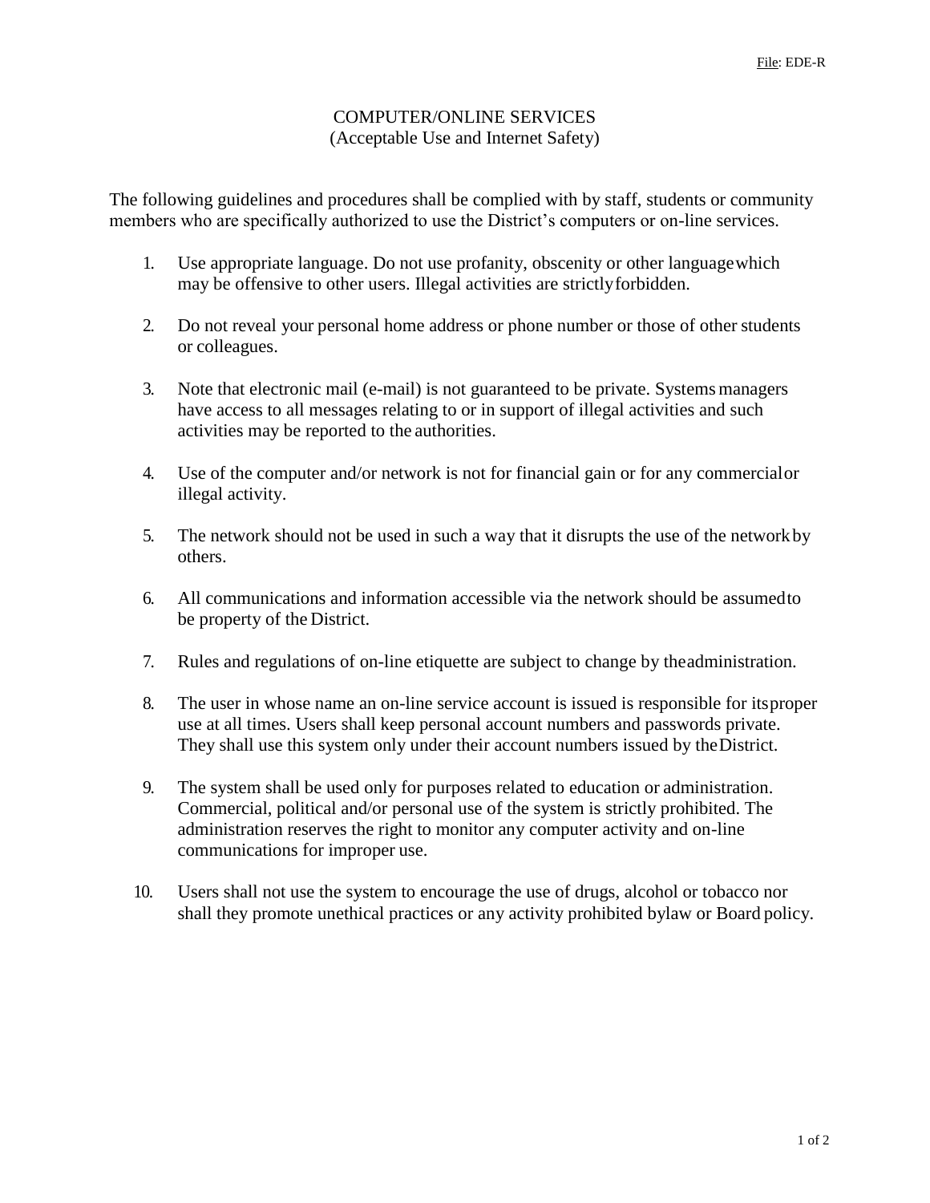File: EDE-R

# COMPUTER/ONLINE SERVICES
## (Acceptable Use and Internet Safety)

The following guidelines and procedures shall be complied with by staff, students or community members who are specifically authorized to use the District's computers or on-line services.

1. Use appropriate language. Do not use profanity, obscenity or other language which may be offensive to other users. Illegal activities are strictly forbidden.

2. Do not reveal your personal home address or phone number or those of other students or colleagues.

3. Note that electronic mail (e-mail) is not guaranteed to be private. Systems managers have access to all messages relating to or in support of illegal activities and such activities may be reported to the authorities.

4. Use of the computer and/or network is not for financial gain or for any commercial or illegal activity.

5. The network should not be used in such a way that it disrupts the use of the network by others.

6. All communications and information accessible via the network should be assumed to be property of the District.

7. Rules and regulations of on-line etiquette are subject to change by the administration.

8. The user in whose name an on-line service account is issued is responsible for its proper use at all times. Users shall keep personal account numbers and passwords private. They shall use this system only under their account numbers issued by the District.

9. The system shall be used only for purposes related to education or administration. Commercial, political and/or personal use of the system is strictly prohibited. The administration reserves the right to monitor any computer activity and on-line communications for improper use.

10. Users shall not use the system to encourage the use of drugs, alcohol or tobacco nor shall they promote unethical practices or any activity prohibited by law or Board policy.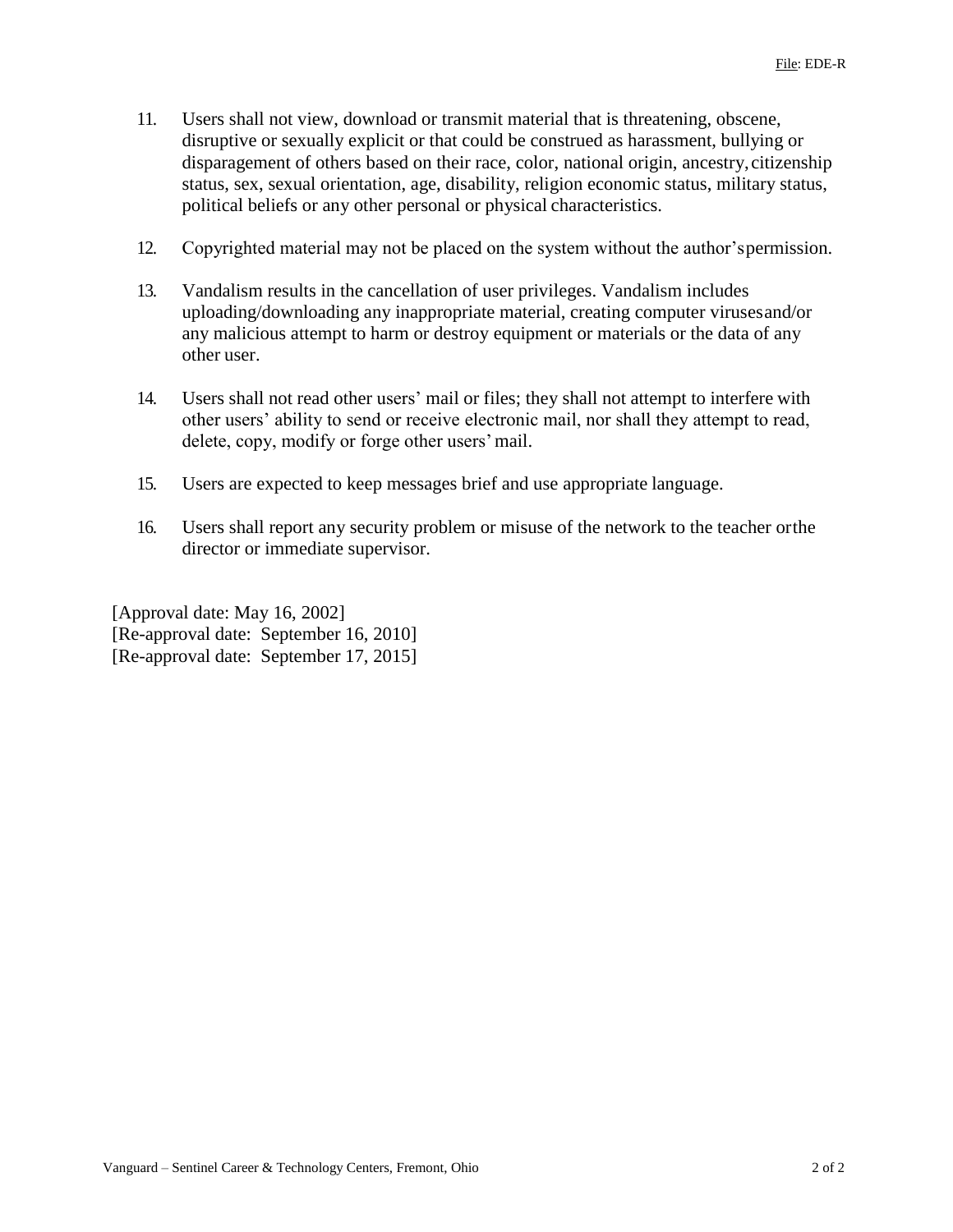11. Users shall not view, download or transmit material that is threatening, obscene, disruptive or sexually explicit or that could be construed as harassment, bullying or disparagement of others based on their race, color, national origin, ancestry, citizenship status, sex, sexual orientation, age, disability, religion economic status, military status, political beliefs or any other personal or physical characteristics.

12. Copyrighted material may not be placed on the system without the author's permission.

13. Vandalism results in the cancellation of user privileges. Vandalism includes uploading/downloading any inappropriate material, creating computer viruses and/or any malicious attempt to harm or destroy equipment or materials or the data of any other user.

14. Users shall not read other users' mail or files; they shall not attempt to interfere with other users' ability to send or receive electronic mail, nor shall they attempt to read, delete, copy, modify or forge other users' mail.

15. Users are expected to keep messages brief and use appropriate language.

16. Users shall report any security problem or misuse of the network to the teacher or the director or immediate supervisor.

[Approval date: May 16, 2002]
[Re-approval date: September 16, 2010]
[Re-approval date: September 17, 2015]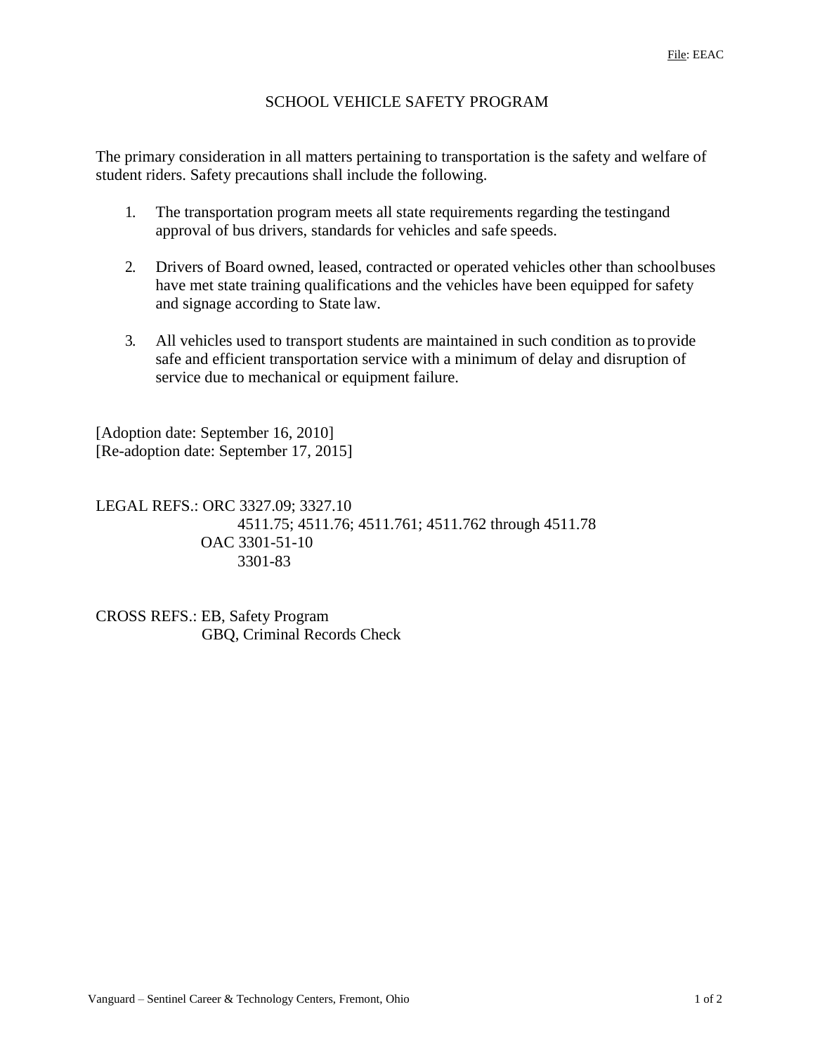File: EEAC

# SCHOOL VEHICLE SAFETY PROGRAM

The primary consideration in all matters pertaining to transportation is the safety and welfare of student riders. Safety precautions shall include the following.

1. The transportation program meets all state requirements regarding the testingand approval of bus drivers, standards for vehicles and safe speeds.

2. Drivers of Board owned, leased, contracted or operated vehicles other than schoolbuses have met state training qualifications and the vehicles have been equipped for safety and signage according to State law.

3. All vehicles used to transport students are maintained in such condition as toprovide safe and efficient transportation service with a minimum of delay and disruption of service due to mechanical or equipment failure.

[Adoption date: September 16, 2010]
[Re-adoption date: September 17, 2015]

LEGAL REFS.: ORC 3327.09; 3327.10
4511.75; 4511.76; 4511.761; 4511.762 through 4511.78
OAC 3301-51-10
3301-83

CROSS REFS.: EB, Safety Program
GBQ, Criminal Records Check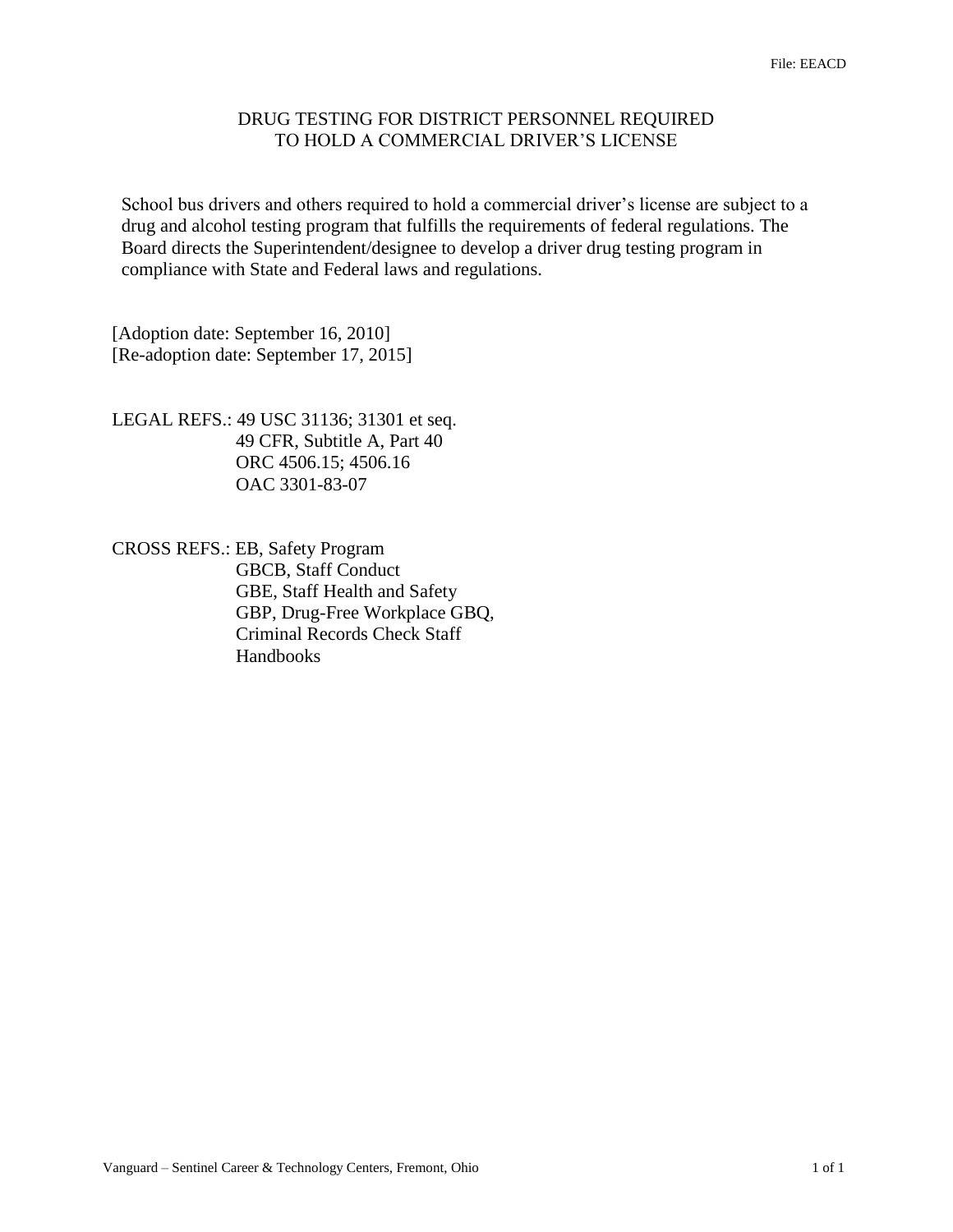File: EEACD

# DRUG TESTING FOR DISTRICT PERSONNEL REQUIRED TO HOLD A COMMERCIAL DRIVER'S LICENSE

School bus drivers and others required to hold a commercial driver's license are subject to a drug and alcohol testing program that fulfills the requirements of federal regulations. The Board directs the Superintendent/designee to develop a driver drug testing program in compliance with State and Federal laws and regulations.

[Adoption date: September 16, 2010]
[Re-adoption date: September 17, 2015]

LEGAL REFS.: 49 USC 31136; 31301 et seq.
49 CFR, Subtitle A, Part 40
ORC 4506.15; 4506.16
OAC 3301-83-07

CROSS REFS.: EB, Safety Program
GBCB, Staff Conduct
GBE, Staff Health and Safety
GBP, Drug-Free Workplace GBQ,
Criminal Records Check Staff
Handbooks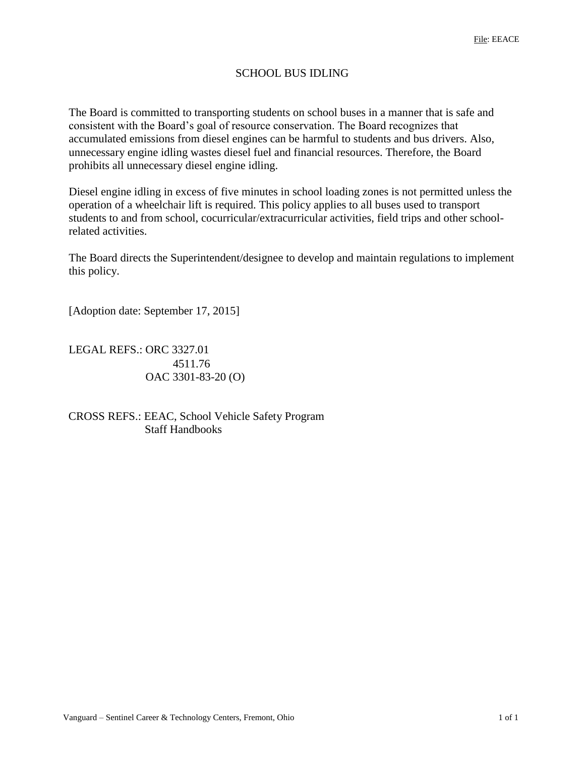File: EEACE

# SCHOOL BUS IDLING

The Board is committed to transporting students on school buses in a manner that is safe and consistent with the Board's goal of resource conservation. The Board recognizes that accumulated emissions from diesel engines can be harmful to students and bus drivers. Also, unnecessary engine idling wastes diesel fuel and financial resources. Therefore, the Board prohibits all unnecessary diesel engine idling.

Diesel engine idling in excess of five minutes in school loading zones is not permitted unless the operation of a wheelchair lift is required. This policy applies to all buses used to transport students to and from school, cocurricular/extracurricular activities, field trips and other school-related activities.

The Board directs the Superintendent/designee to develop and maintain regulations to implement this policy.

[Adoption date: September 17, 2015]

LEGAL REFS.: ORC 3327.01
4511.76
OAC 3301-83-20 (O)

CROSS REFS.: EEAC, School Vehicle Safety Program
Staff Handbooks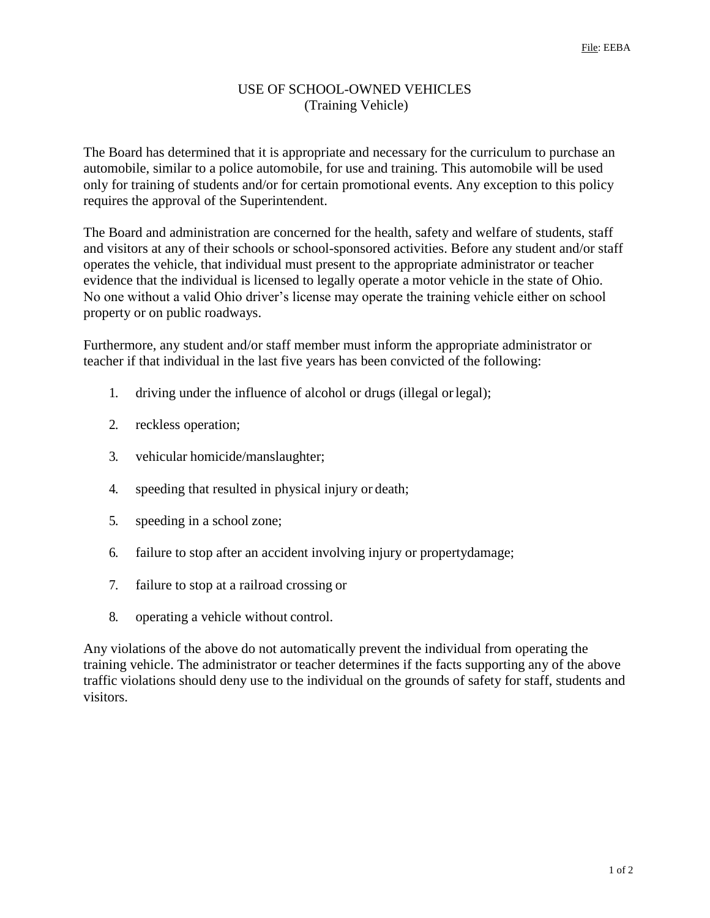File: EEBA

# USE OF SCHOOL-OWNED VEHICLES
## (Training Vehicle)

The Board has determined that it is appropriate and necessary for the curriculum to purchase an automobile, similar to a police automobile, for use and training. This automobile will be used only for training of students and/or for certain promotional events. Any exception to this policy requires the approval of the Superintendent.

The Board and administration are concerned for the health, safety and welfare of students, staff and visitors at any of their schools or school-sponsored activities. Before any student and/or staff operates the vehicle, that individual must present to the appropriate administrator or teacher evidence that the individual is licensed to legally operate a motor vehicle in the state of Ohio. No one without a valid Ohio driver's license may operate the training vehicle either on school property or on public roadways.

Furthermore, any student and/or staff member must inform the appropriate administrator or teacher if that individual in the last five years has been convicted of the following:

1. driving under the influence of alcohol or drugs (illegal or legal);
2. reckless operation;
3. vehicular homicide/manslaughter;
4. speeding that resulted in physical injury or death;
5. speeding in a school zone;
6. failure to stop after an accident involving injury or property damage;
7. failure to stop at a railroad crossing or
8. operating a vehicle without control.

Any violations of the above do not automatically prevent the individual from operating the training vehicle. The administrator or teacher determines if the facts supporting any of the above traffic violations should deny use to the individual on the grounds of safety for staff, students and visitors.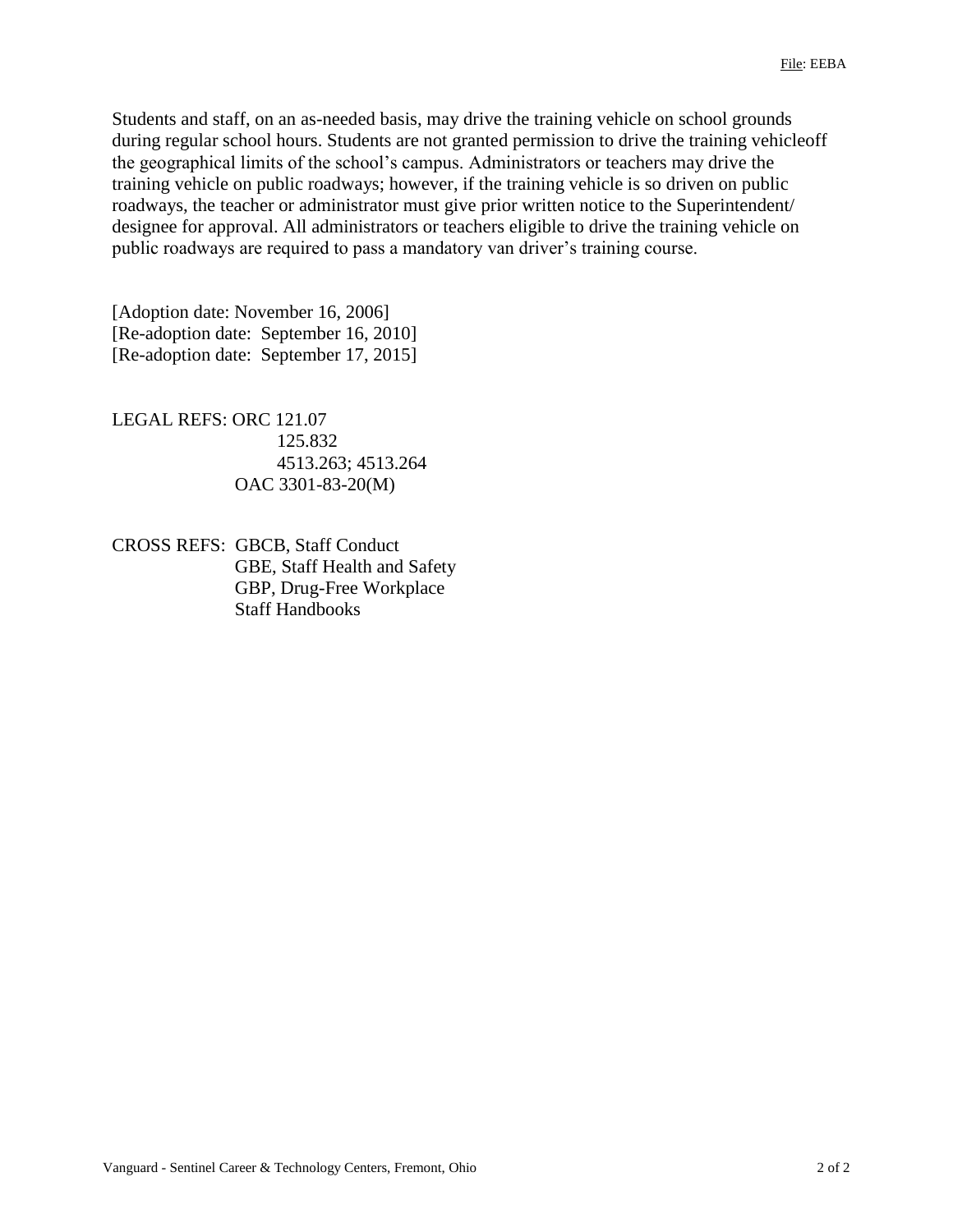Students and staff, on an as-needed basis, may drive the training vehicle on school grounds during regular school hours. Students are not granted permission to drive the training vehicleoff the geographical limits of the school's campus. Administrators or teachers may drive the training vehicle on public roadways; however, if the training vehicle is so driven on public roadways, the teacher or administrator must give prior written notice to the Superintendent/ designee for approval. All administrators or teachers eligible to drive the training vehicle on public roadways are required to pass a mandatory van driver's training course.

[Adoption date: November 16, 2006]
[Re-adoption date: September 16, 2010]
[Re-adoption date: September 17, 2015]

LEGAL REFS: ORC 121.07
125.832
4513.263; 4513.264
OAC 3301-83-20(M)

CROSS REFS: GBCB, Staff Conduct
GBE, Staff Health and Safety
GBP, Drug-Free Workplace
Staff Handbooks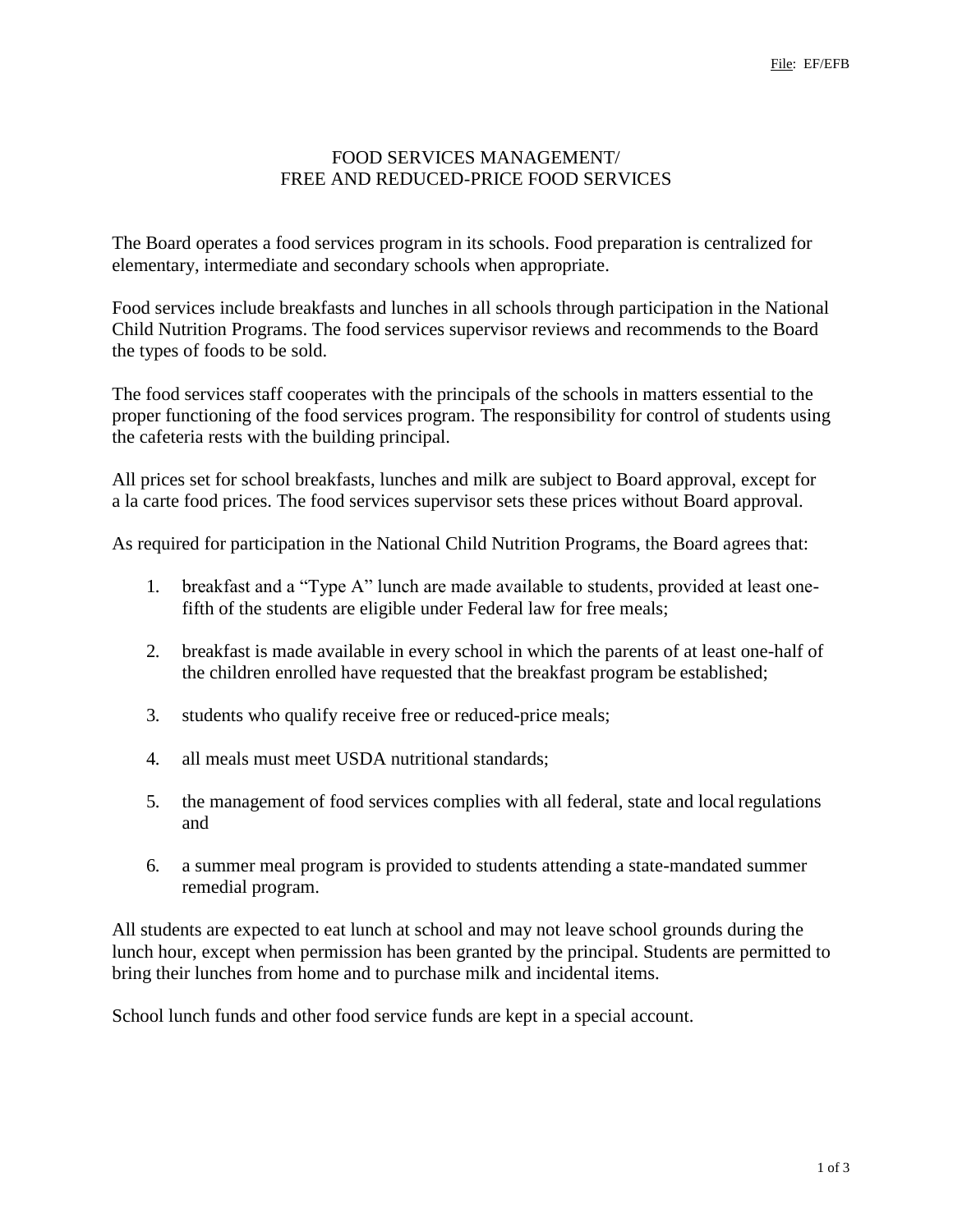File: EF/EFB

# FOOD SERVICES MANAGEMENT/ FREE AND REDUCED-PRICE FOOD SERVICES

The Board operates a food services program in its schools. Food preparation is centralized for elementary, intermediate and secondary schools when appropriate.

Food services include breakfasts and lunches in all schools through participation in the National Child Nutrition Programs. The food services supervisor reviews and recommends to the Board the types of foods to be sold.

The food services staff cooperates with the principals of the schools in matters essential to the proper functioning of the food services program. The responsibility for control of students using the cafeteria rests with the building principal.

All prices set for school breakfasts, lunches and milk are subject to Board approval, except for a la carte food prices. The food services supervisor sets these prices without Board approval.

As required for participation in the National Child Nutrition Programs, the Board agrees that:

1. breakfast and a "Type A" lunch are made available to students, provided at least one-fifth of the students are eligible under Federal law for free meals;
2. breakfast is made available in every school in which the parents of at least one-half of the children enrolled have requested that the breakfast program be established;
3. students who qualify receive free or reduced-price meals;
4. all meals must meet USDA nutritional standards;
5. the management of food services complies with all federal, state and local regulations and
6. a summer meal program is provided to students attending a state-mandated summer remedial program.

All students are expected to eat lunch at school and may not leave school grounds during the lunch hour, except when permission has been granted by the principal. Students are permitted to bring their lunches from home and to purchase milk and incidental items.

School lunch funds and other food service funds are kept in a special account.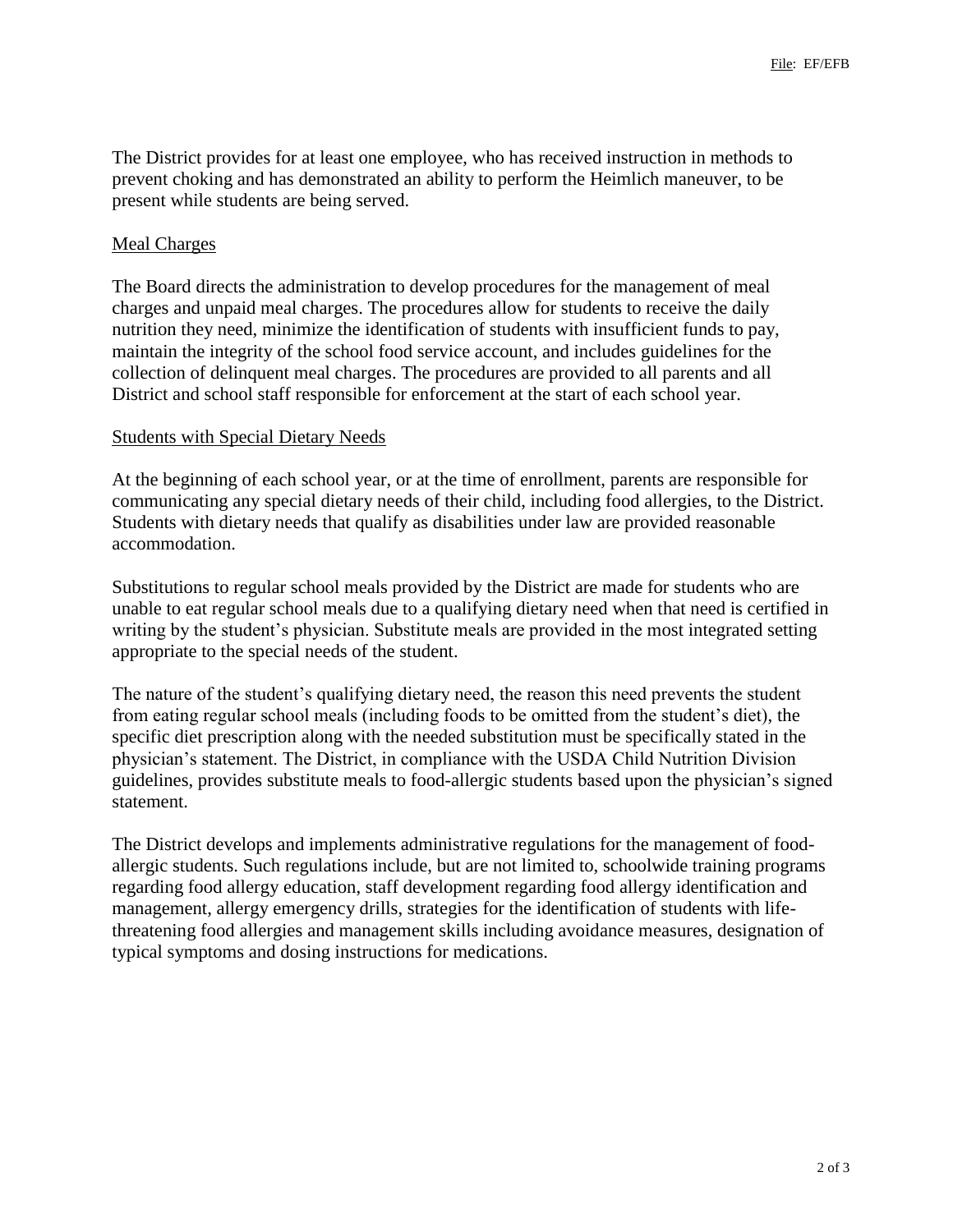The District provides for at least one employee, who has received instruction in methods to prevent choking and has demonstrated an ability to perform the Heimlich maneuver, to be present while students are being served.

### Meal Charges

The Board directs the administration to develop procedures for the management of meal charges and unpaid meal charges. The procedures allow for students to receive the daily nutrition they need, minimize the identification of students with insufficient funds to pay, maintain the integrity of the school food service account, and includes guidelines for the collection of delinquent meal charges. The procedures are provided to all parents and all District and school staff responsible for enforcement at the start of each school year.

### Students with Special Dietary Needs

At the beginning of each school year, or at the time of enrollment, parents are responsible for communicating any special dietary needs of their child, including food allergies, to the District. Students with dietary needs that qualify as disabilities under law are provided reasonable accommodation.

Substitutions to regular school meals provided by the District are made for students who are unable to eat regular school meals due to a qualifying dietary need when that need is certified in writing by the student's physician. Substitute meals are provided in the most integrated setting appropriate to the special needs of the student.

The nature of the student's qualifying dietary need, the reason this need prevents the student from eating regular school meals (including foods to be omitted from the student's diet), the specific diet prescription along with the needed substitution must be specifically stated in the physician's statement. The District, in compliance with the USDA Child Nutrition Division guidelines, provides substitute meals to food-allergic students based upon the physician's signed statement.

The District develops and implements administrative regulations for the management of food-allergic students. Such regulations include, but are not limited to, schoolwide training programs regarding food allergy education, staff development regarding food allergy identification and management, allergy emergency drills, strategies for the identification of students with life-threatening food allergies and management skills including avoidance measures, designation of typical symptoms and dosing instructions for medications.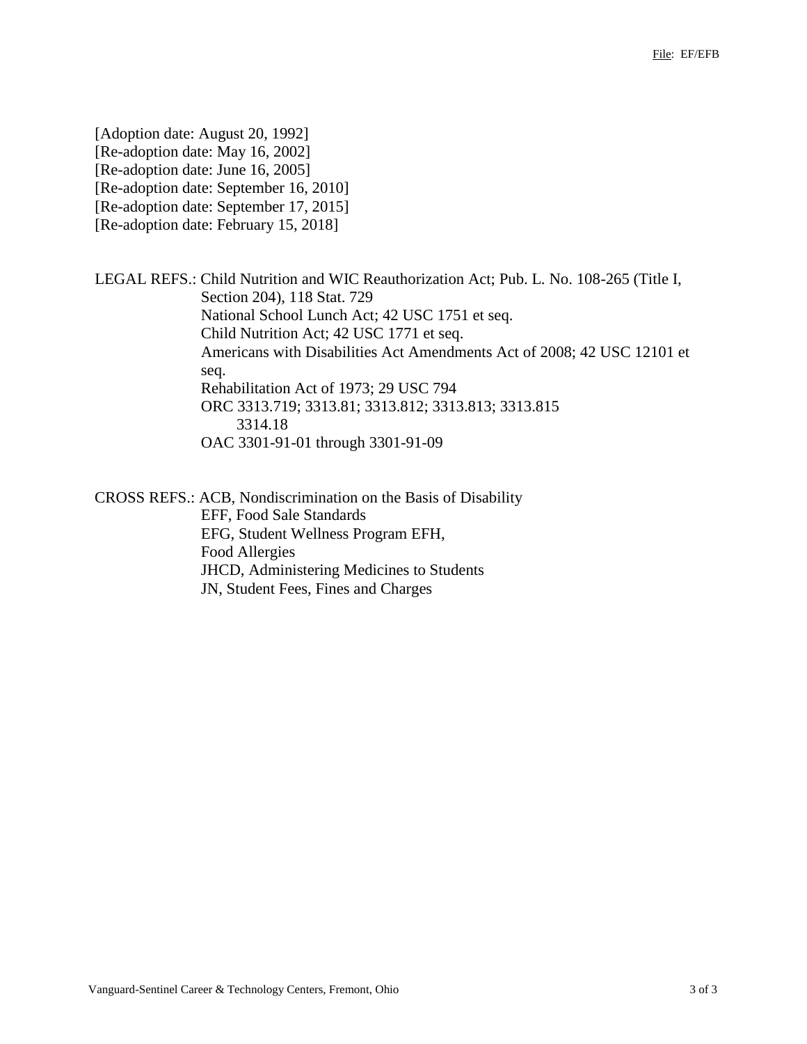[Adoption date: August 20, 1992]
[Re-adoption date: May 16, 2002]
[Re-adoption date: June 16, 2005]
[Re-adoption date: September 16, 2010]
[Re-adoption date: September 17, 2015]
[Re-adoption date: February 15, 2018]

LEGAL REFS.: Child Nutrition and WIC Reauthorization Act; Pub. L. No. 108-265 (Title I, Section 204), 118 Stat. 729
National School Lunch Act; 42 USC 1751 et seq.
Child Nutrition Act; 42 USC 1771 et seq.
Americans with Disabilities Act Amendments Act of 2008; 42 USC 12101 et seq.
Rehabilitation Act of 1973; 29 USC 794
ORC 3313.719; 3313.81; 3313.812; 3313.813; 3313.815
3314.18
OAC 3301-91-01 through 3301-91-09

CROSS REFS.: ACB, Nondiscrimination on the Basis of Disability
EFF, Food Sale Standards
EFG, Student Wellness Program EFH,
Food Allergies
JHCD, Administering Medicines to Students
JN, Student Fees, Fines and Charges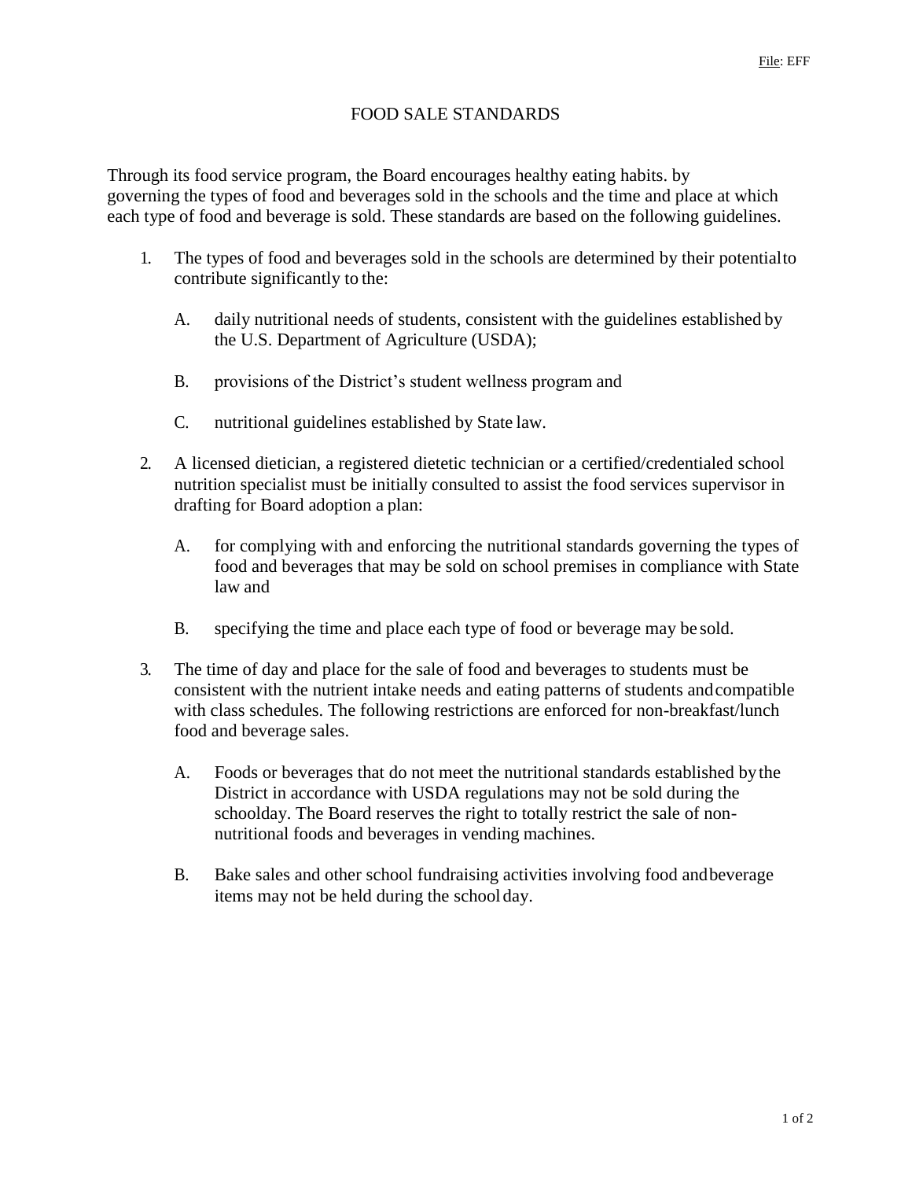File: EFF

# FOOD SALE STANDARDS

Through its food service program, the Board encourages healthy eating habits. by governing the types of food and beverages sold in the schools and the time and place at which each type of food and beverage is sold. These standards are based on the following guidelines.

1. The types of food and beverages sold in the schools are determined by their potential to contribute significantly to the:

   A. daily nutritional needs of students, consistent with the guidelines established by the U.S. Department of Agriculture (USDA);

   B. provisions of the District's student wellness program and

   C. nutritional guidelines established by State law.

2. A licensed dietician, a registered dietetic technician or a certified/credentialed school nutrition specialist must be initially consulted to assist the food services supervisor in drafting for Board adoption a plan:

   A. for complying with and enforcing the nutritional standards governing the types of food and beverages that may be sold on school premises in compliance with State law and

   B. specifying the time and place each type of food or beverage may be sold.

3. The time of day and place for the sale of food and beverages to students must be consistent with the nutrient intake needs and eating patterns of students and compatible with class schedules. The following restrictions are enforced for non-breakfast/lunch food and beverage sales.

   A. Foods or beverages that do not meet the nutritional standards established by the District in accordance with USDA regulations may not be sold during the schoolday. The Board reserves the right to totally restrict the sale of non-nutritional foods and beverages in vending machines.

   B. Bake sales and other school fundraising activities involving food and beverage items may not be held during the school day.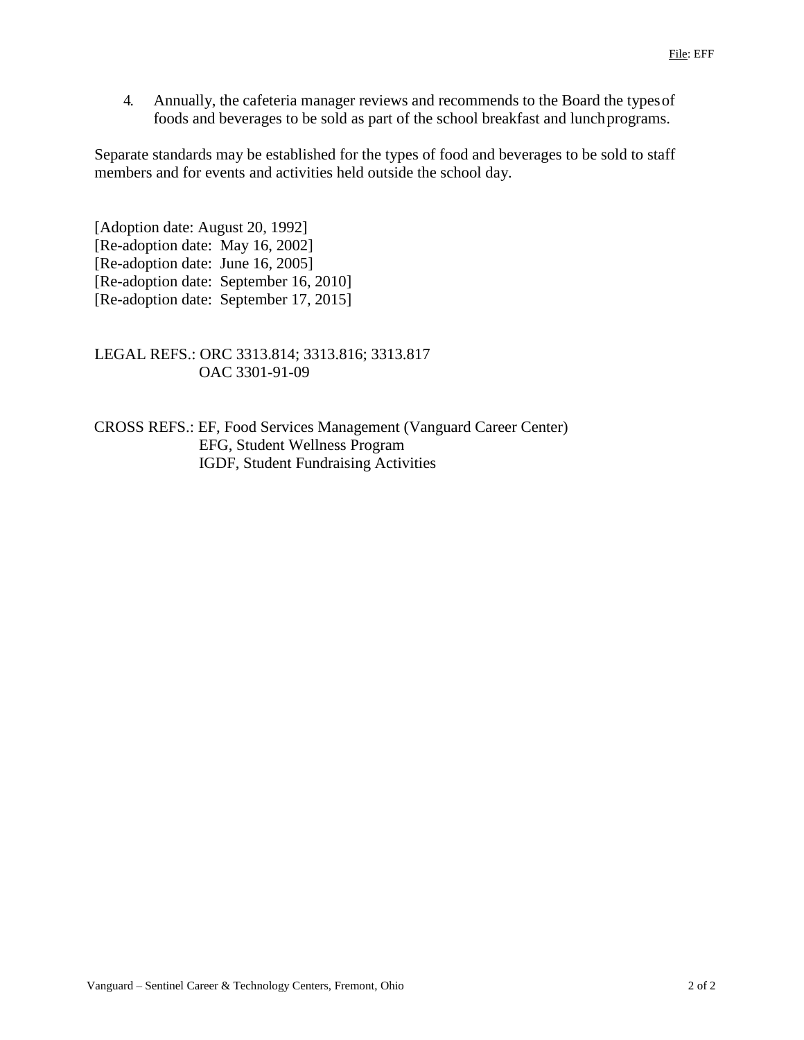4. Annually, the cafeteria manager reviews and recommends to the Board the types of foods and beverages to be sold as part of the school breakfast and lunch programs.

Separate standards may be established for the types of food and beverages to be sold to staff members and for events and activities held outside the school day.

[Adoption date: August 20, 1992]
[Re-adoption date: May 16, 2002]
[Re-adoption date: June 16, 2005]
[Re-adoption date: September 16, 2010]
[Re-adoption date: September 17, 2015]

LEGAL REFS.: ORC 3313.814; 3313.816; 3313.817
OAC 3301-91-09

CROSS REFS.: EF, Food Services Management (Vanguard Career Center)
EFG, Student Wellness Program
IGDF, Student Fundraising Activities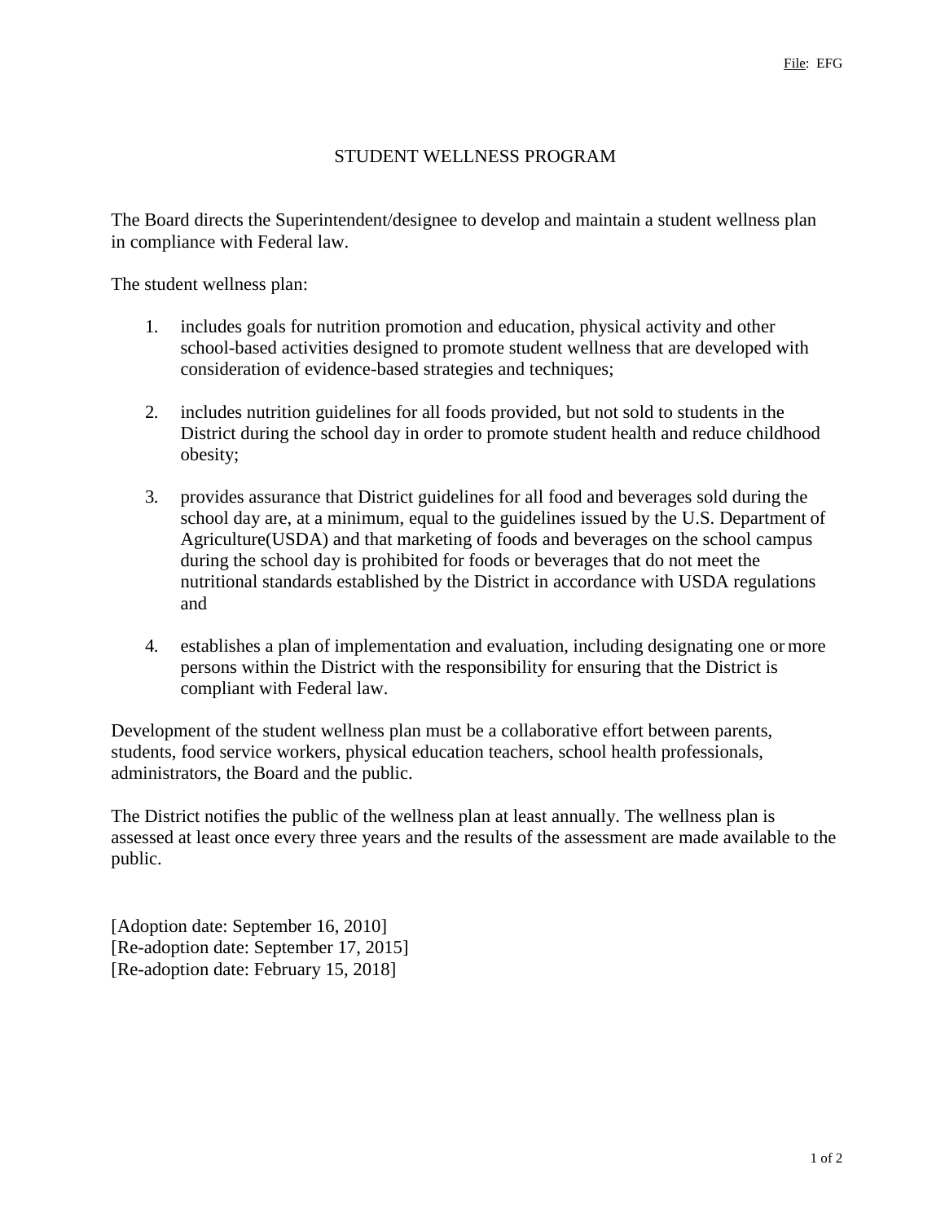File: EFG

# STUDENT WELLNESS PROGRAM

The Board directs the Superintendent/designee to develop and maintain a student wellness plan in compliance with Federal law.

The student wellness plan:

1. includes goals for nutrition promotion and education, physical activity and other school-based activities designed to promote student wellness that are developed with consideration of evidence-based strategies and techniques;

2. includes nutrition guidelines for all foods provided, but not sold to students in the District during the school day in order to promote student health and reduce childhood obesity;

3. provides assurance that District guidelines for all food and beverages sold during the school day are, at a minimum, equal to the guidelines issued by the U.S. Department of Agriculture(USDA) and that marketing of foods and beverages on the school campus during the school day is prohibited for foods or beverages that do not meet the nutritional standards established by the District in accordance with USDA regulations and

4. establishes a plan of implementation and evaluation, including designating one or more persons within the District with the responsibility for ensuring that the District is compliant with Federal law.

Development of the student wellness plan must be a collaborative effort between parents, students, food service workers, physical education teachers, school health professionals, administrators, the Board and the public.

The District notifies the public of the wellness plan at least annually. The wellness plan is assessed at least once every three years and the results of the assessment are made available to the public.

[Adoption date: September 16, 2010]
[Re-adoption date: September 17, 2015]
[Re-adoption date: February 15, 2018]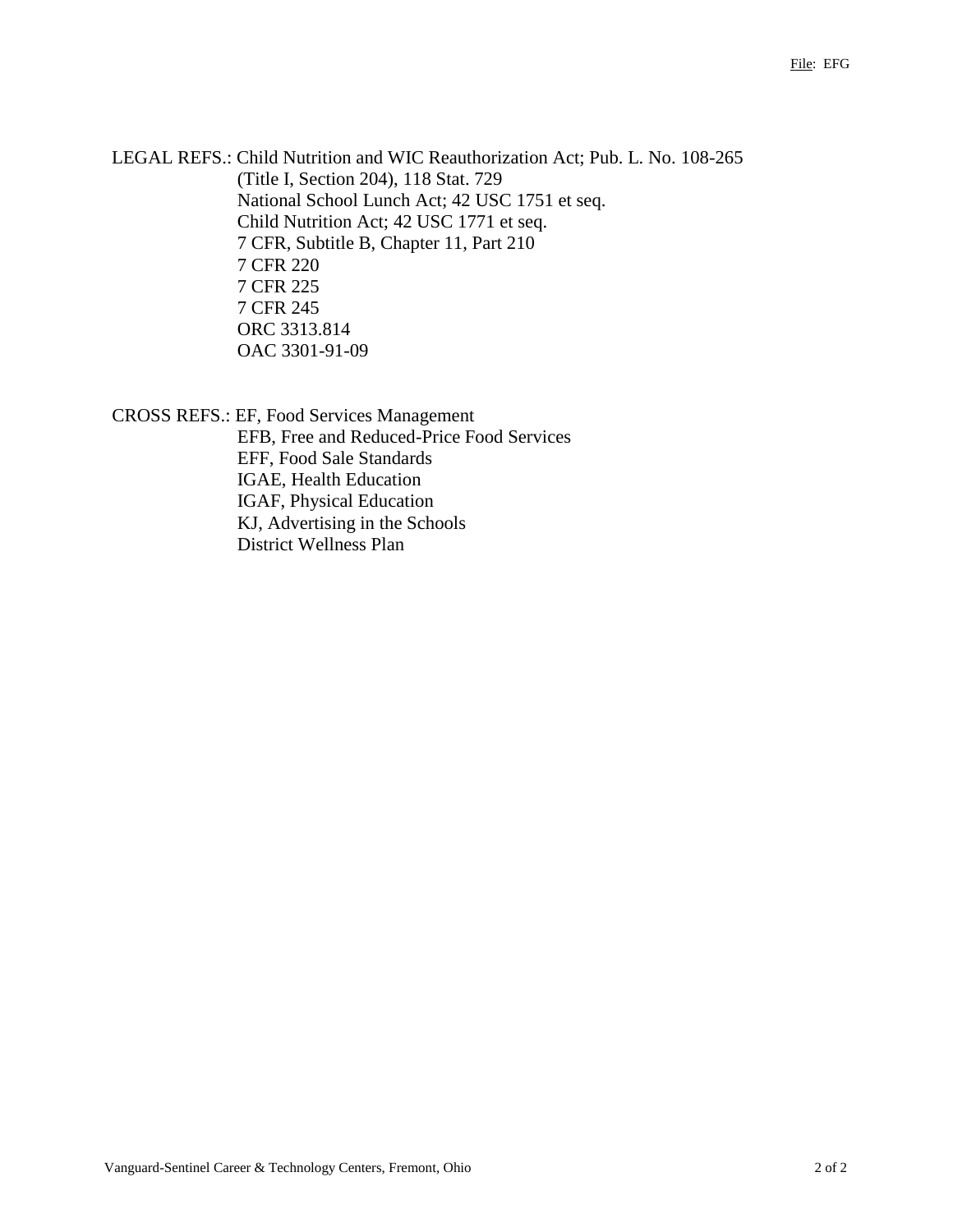LEGAL REFS.: Child Nutrition and WIC Reauthorization Act; Pub. L. No. 108-265 (Title I, Section 204), 118 Stat. 729
National School Lunch Act; 42 USC 1751 et seq.
Child Nutrition Act; 42 USC 1771 et seq.
7 CFR, Subtitle B, Chapter 11, Part 210
7 CFR 220
7 CFR 225
7 CFR 245
ORC 3313.814
OAC 3301-91-09

CROSS REFS.: EF, Food Services Management
EFB, Free and Reduced-Price Food Services
EFF, Food Sale Standards
IGAE, Health Education
IGAF, Physical Education
KJ, Advertising in the Schools
District Wellness Plan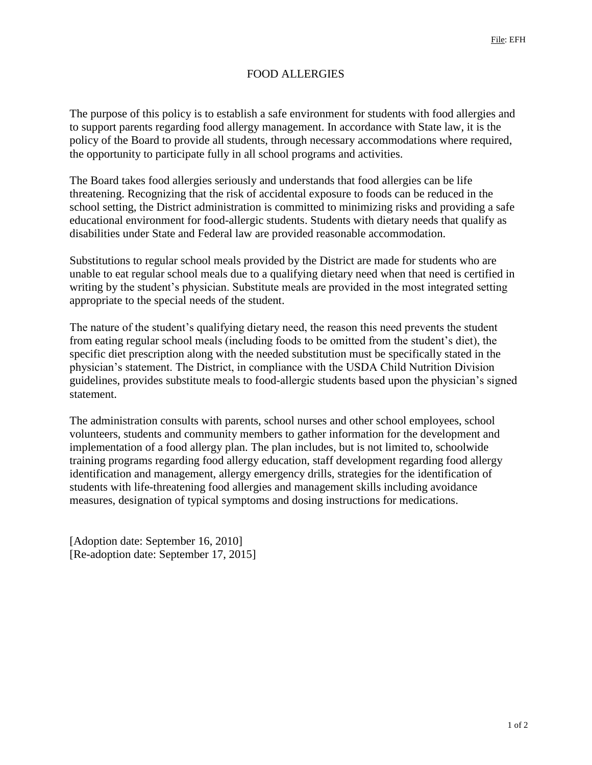File: EFH

# FOOD ALLERGIES

The purpose of this policy is to establish a safe environment for students with food allergies and to support parents regarding food allergy management. In accordance with State law, it is the policy of the Board to provide all students, through necessary accommodations where required, the opportunity to participate fully in all school programs and activities.

The Board takes food allergies seriously and understands that food allergies can be life threatening. Recognizing that the risk of accidental exposure to foods can be reduced in the school setting, the District administration is committed to minimizing risks and providing a safe educational environment for food-allergic students. Students with dietary needs that qualify as disabilities under State and Federal law are provided reasonable accommodation.

Substitutions to regular school meals provided by the District are made for students who are unable to eat regular school meals due to a qualifying dietary need when that need is certified in writing by the student's physician. Substitute meals are provided in the most integrated setting appropriate to the special needs of the student.

The nature of the student's qualifying dietary need, the reason this need prevents the student from eating regular school meals (including foods to be omitted from the student's diet), the specific diet prescription along with the needed substitution must be specifically stated in the physician's statement. The District, in compliance with the USDA Child Nutrition Division guidelines, provides substitute meals to food-allergic students based upon the physician's signed statement.

The administration consults with parents, school nurses and other school employees, school volunteers, students and community members to gather information for the development and implementation of a food allergy plan. The plan includes, but is not limited to, schoolwide training programs regarding food allergy education, staff development regarding food allergy identification and management, allergy emergency drills, strategies for the identification of students with life-threatening food allergies and management skills including avoidance measures, designation of typical symptoms and dosing instructions for medications.

[Adoption date: September 16, 2010]
[Re-adoption date: September 17, 2015]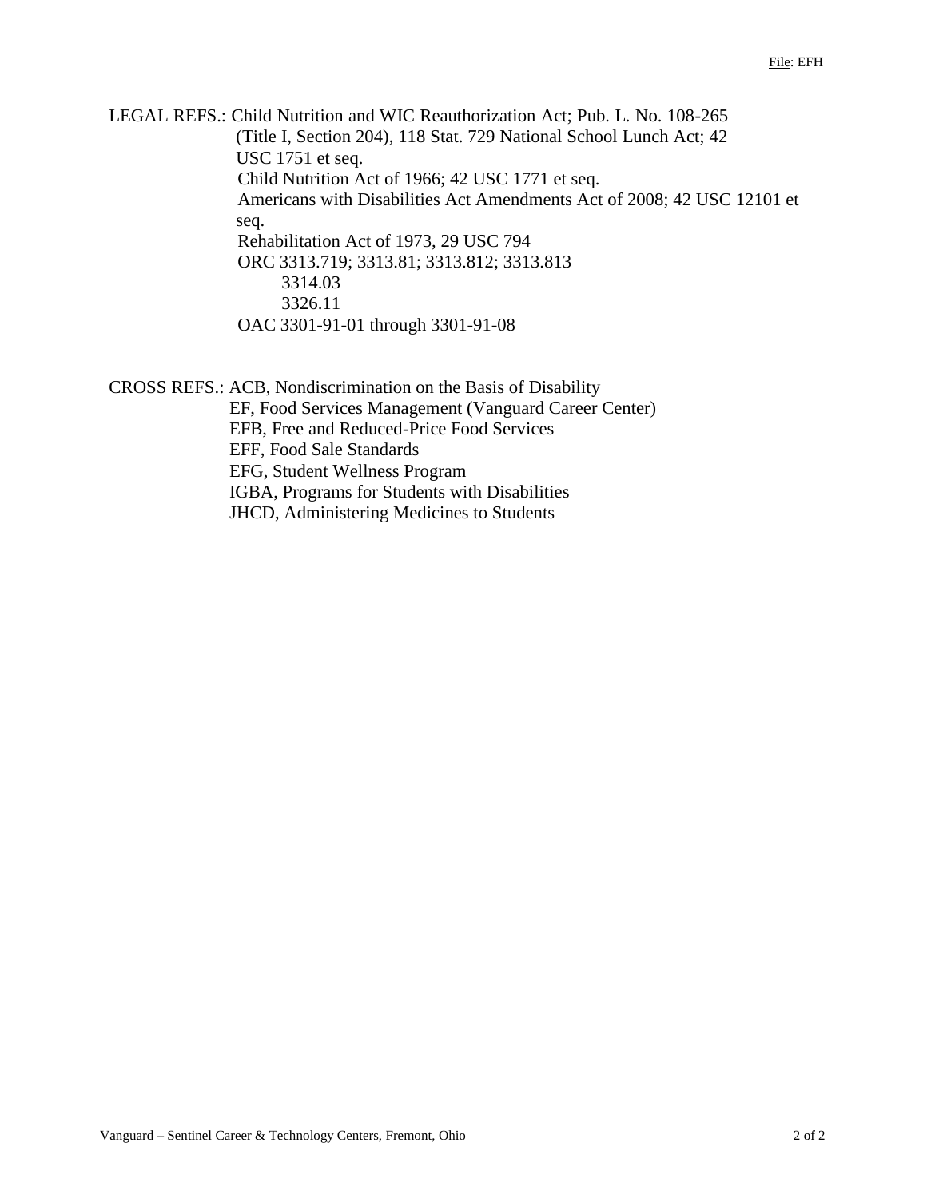LEGAL REFS.: Child Nutrition and WIC Reauthorization Act; Pub. L. No. 108-265 (Title I, Section 204), 118 Stat. 729 National School Lunch Act; 42 USC 1751 et seq.
Child Nutrition Act of 1966; 42 USC 1771 et seq.
Americans with Disabilities Act Amendments Act of 2008; 42 USC 12101 et seq.
Rehabilitation Act of 1973, 29 USC 794
ORC 3313.719; 3313.81; 3313.812; 3313.813
3314.03
3326.11
OAC 3301-91-01 through 3301-91-08

CROSS REFS.: ACB, Nondiscrimination on the Basis of Disability
EF, Food Services Management (Vanguard Career Center)
EFB, Free and Reduced-Price Food Services
EFF, Food Sale Standards
EFG, Student Wellness Program
IGBA, Programs for Students with Disabilities
JHCD, Administering Medicines to Students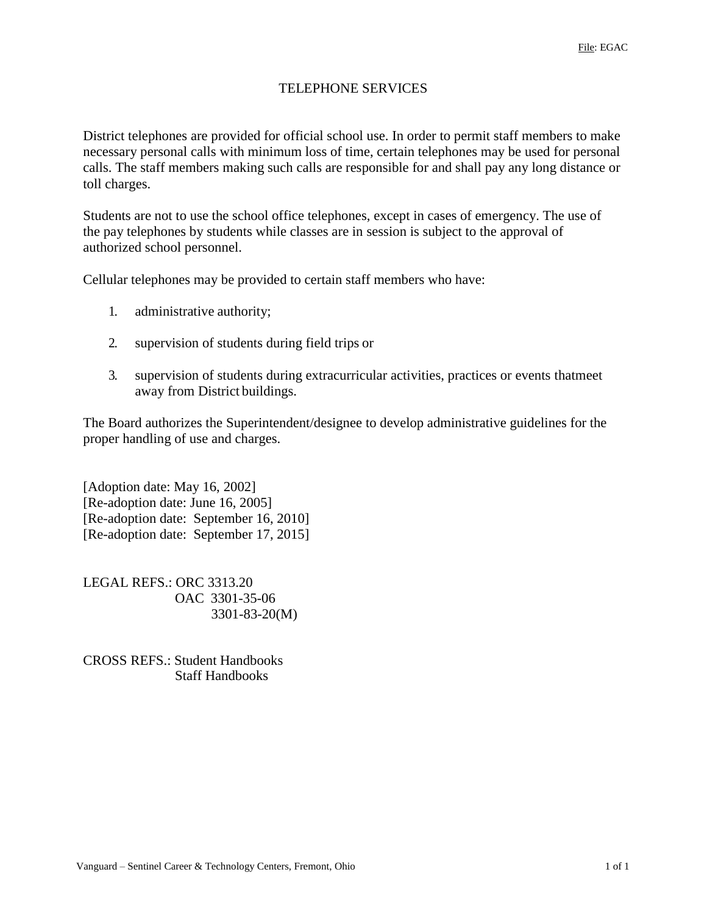File: EGAC

# TELEPHONE SERVICES

District telephones are provided for official school use. In order to permit staff members to make necessary personal calls with minimum loss of time, certain telephones may be used for personal calls. The staff members making such calls are responsible for and shall pay any long distance or toll charges.

Students are not to use the school office telephones, except in cases of emergency. The use of the pay telephones by students while classes are in session is subject to the approval of authorized school personnel.

Cellular telephones may be provided to certain staff members who have:

1. administrative authority;
2. supervision of students during field trips or
3. supervision of students during extracurricular activities, practices or events thatmeet away from District buildings.

The Board authorizes the Superintendent/designee to develop administrative guidelines for the proper handling of use and charges.

[Adoption date: May 16, 2002]
[Re-adoption date: June 16, 2005]
[Re-adoption date: September 16, 2010]
[Re-adoption date: September 17, 2015]

LEGAL REFS.: ORC 3313.20
OAC 3301-35-06
3301-83-20(M)

CROSS REFS.: Student Handbooks
Staff Handbooks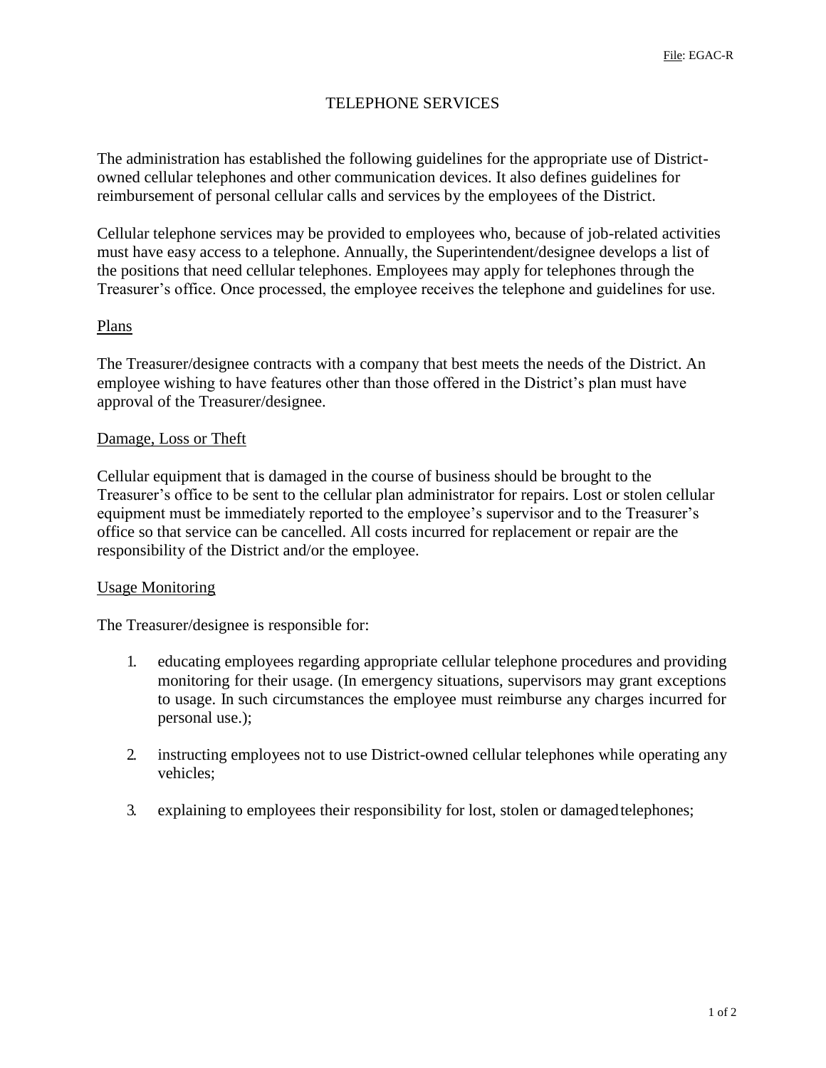File: EGAC-R

# TELEPHONE SERVICES

The administration has established the following guidelines for the appropriate use of District-owned cellular telephones and other communication devices. It also defines guidelines for reimbursement of personal cellular calls and services by the employees of the District.

Cellular telephone services may be provided to employees who, because of job-related activities must have easy access to a telephone. Annually, the Superintendent/designee develops a list of the positions that need cellular telephones. Employees may apply for telephones through the Treasurer's office. Once processed, the employee receives the telephone and guidelines for use.

## Plans

The Treasurer/designee contracts with a company that best meets the needs of the District. An employee wishing to have features other than those offered in the District's plan must have approval of the Treasurer/designee.

## Damage, Loss or Theft

Cellular equipment that is damaged in the course of business should be brought to the Treasurer's office to be sent to the cellular plan administrator for repairs. Lost or stolen cellular equipment must be immediately reported to the employee's supervisor and to the Treasurer's office so that service can be cancelled. All costs incurred for replacement or repair are the responsibility of the District and/or the employee.

## Usage Monitoring

The Treasurer/designee is responsible for:

1. educating employees regarding appropriate cellular telephone procedures and providing monitoring for their usage. (In emergency situations, supervisors may grant exceptions to usage. In such circumstances the employee must reimburse any charges incurred for personal use.);

2. instructing employees not to use District-owned cellular telephones while operating any vehicles;

3. explaining to employees their responsibility for lost, stolen or damaged telephones;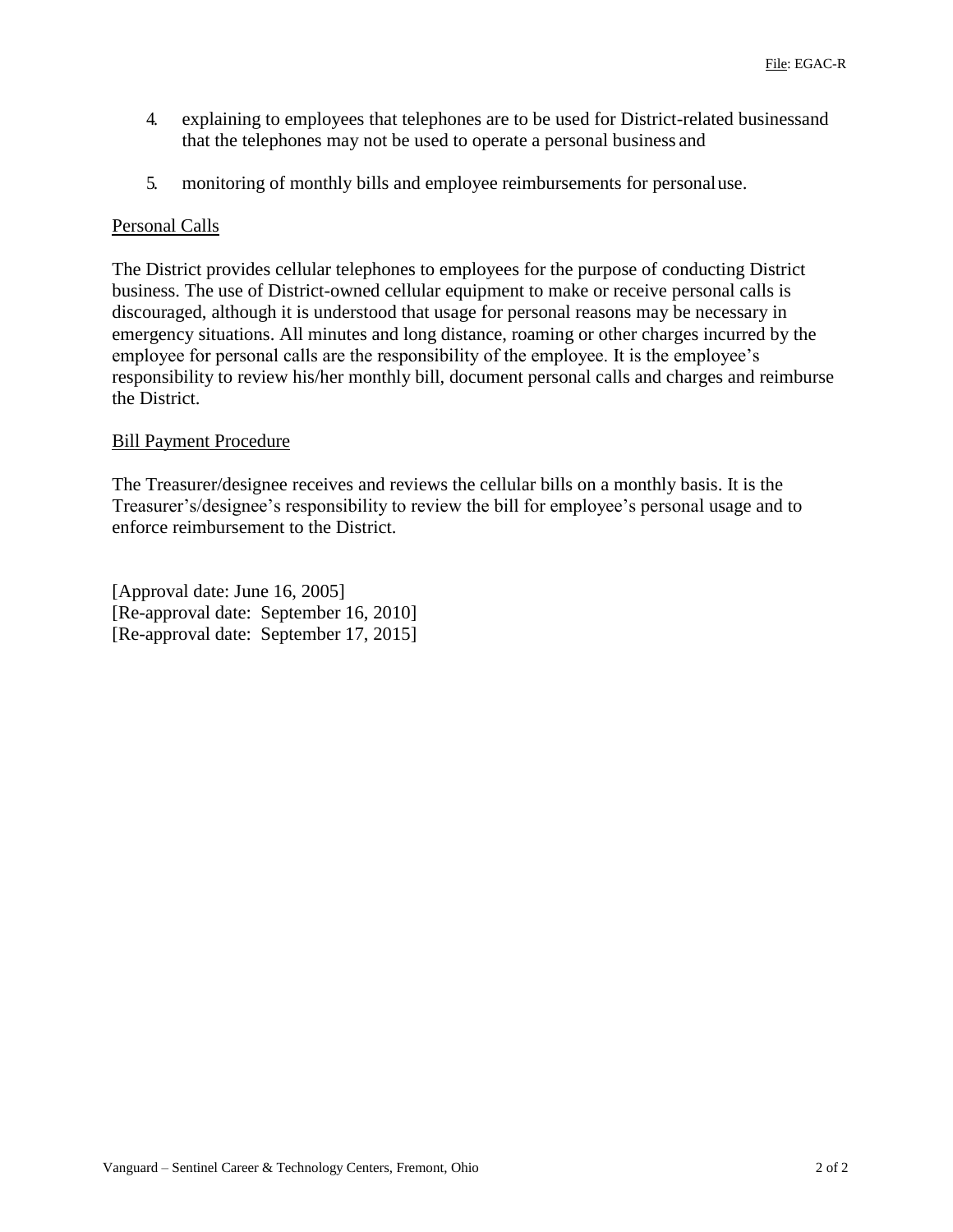4. explaining to employees that telephones are to be used for District-related businessand that the telephones may not be used to operate a personal business and

5. monitoring of monthly bills and employee reimbursements for personaluse.

Personal Calls

The District provides cellular telephones to employees for the purpose of conducting District business. The use of District-owned cellular equipment to make or receive personal calls is discouraged, although it is understood that usage for personal reasons may be necessary in emergency situations. All minutes and long distance, roaming or other charges incurred by the employee for personal calls are the responsibility of the employee. It is the employee's responsibility to review his/her monthly bill, document personal calls and charges and reimburse the District.

Bill Payment Procedure

The Treasurer/designee receives and reviews the cellular bills on a monthly basis. It is the Treasurer's/designee's responsibility to review the bill for employee's personal usage and to enforce reimbursement to the District.

[Approval date: June 16, 2005]
[Re-approval date: September 16, 2010]
[Re-approval date: September 17, 2015]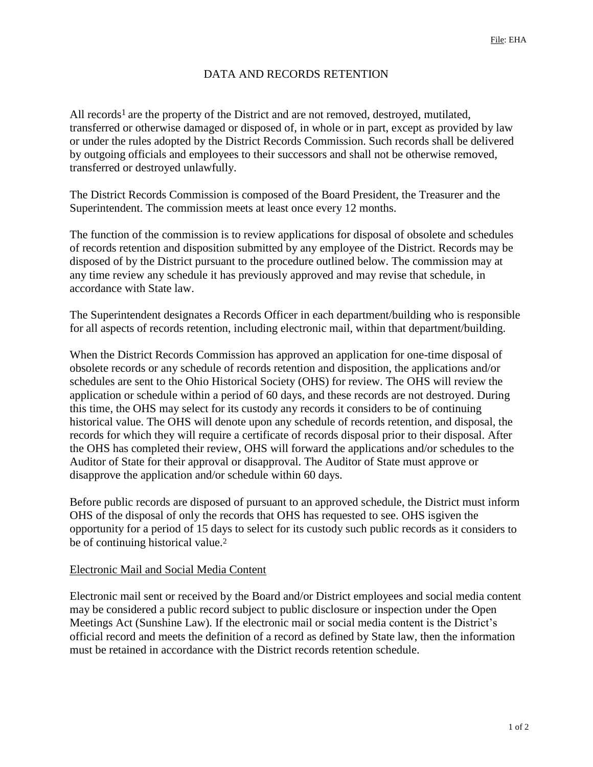# DATA AND RECORDS RETENTION

All records[1] are the property of the District and are not removed, destroyed, mutilated, transferred or otherwise damaged or disposed of, in whole or in part, except as provided by law or under the rules adopted by the District Records Commission. Such records shall be delivered by outgoing officials and employees to their successors and shall not be otherwise removed, transferred or destroyed unlawfully.

The District Records Commission is composed of the Board President, the Treasurer and the Superintendent. The commission meets at least once every 12 months.

The function of the commission is to review applications for disposal of obsolete and schedules of records retention and disposition submitted by any employee of the District. Records may be disposed of by the District pursuant to the procedure outlined below. The commission may at any time review any schedule it has previously approved and may revise that schedule, in accordance with State law.

The Superintendent designates a Records Officer in each department/building who is responsible for all aspects of records retention, including electronic mail, within that department/building.

When the District Records Commission has approved an application for one-time disposal of obsolete records or any schedule of records retention and disposition, the applications and/or schedules are sent to the Ohio Historical Society (OHS) for review. The OHS will review the application or schedule within a period of 60 days, and these records are not destroyed. During this time, the OHS may select for its custody any records it considers to be of continuing historical value. The OHS will denote upon any schedule of records retention, and disposal, the records for which they will require a certificate of records disposal prior to their disposal. After the OHS has completed their review, OHS will forward the applications and/or schedules to the Auditor of State for their approval or disapproval. The Auditor of State must approve or disapprove the application and/or schedule within 60 days.

Before public records are disposed of pursuant to an approved schedule, the District must inform OHS of the disposal of only the records that OHS has requested to see. OHS isgiven the opportunity for a period of 15 days to select for its custody such public records as it considers to be of continuing historical value.[2]

## Electronic Mail and Social Media Content

Electronic mail sent or received by the Board and/or District employees and social media content may be considered a public record subject to public disclosure or inspection under the Open Meetings Act (Sunshine Law). If the electronic mail or social media content is the District's official record and meets the definition of a record as defined by State law, then the information must be retained in accordance with the District records retention schedule.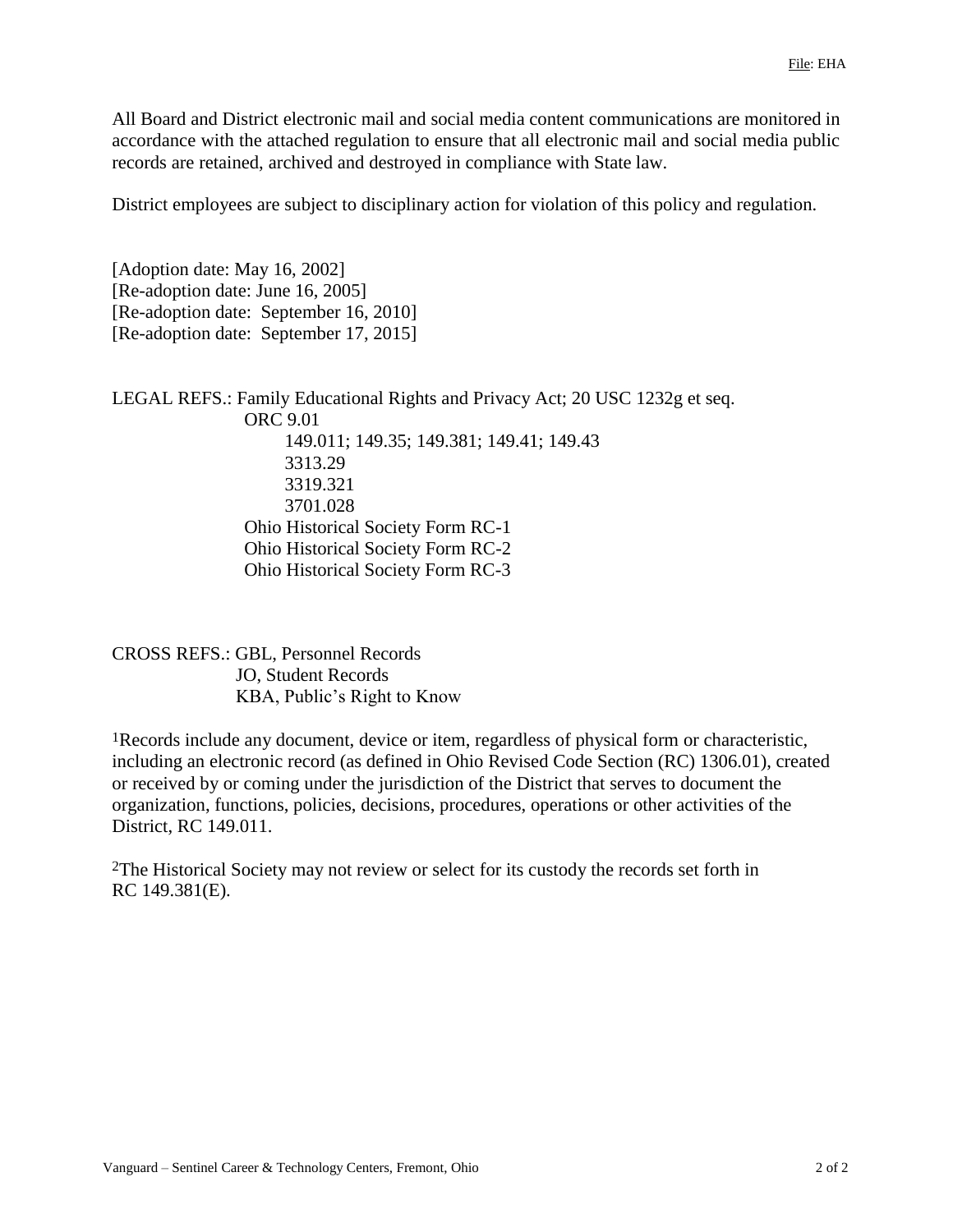All Board and District electronic mail and social media content communications are monitored in accordance with the attached regulation to ensure that all electronic mail and social media public records are retained, archived and destroyed in compliance with State law.

District employees are subject to disciplinary action for violation of this policy and regulation.

[Adoption date: May 16, 2002]
[Re-adoption date: June 16, 2005]
[Re-adoption date: September 16, 2010]
[Re-adoption date: September 17, 2015]

LEGAL REFS.: Family Educational Rights and Privacy Act; 20 USC 1232g et seq.
ORC 9.01
149.011; 149.35; 149.381; 149.41; 149.43
3313.29
3319.321
3701.028
Ohio Historical Society Form RC-1
Ohio Historical Society Form RC-2
Ohio Historical Society Form RC-3

CROSS REFS.: GBL, Personnel Records
JO, Student Records
KBA, Public's Right to Know

[1]Records include any document, device or item, regardless of physical form or characteristic, including an electronic record (as defined in Ohio Revised Code Section (RC) 1306.01), created or received by or coming under the jurisdiction of the District that serves to document the organization, functions, policies, decisions, procedures, operations or other activities of the District, RC 149.011.

[2]The Historical Society may not review or select for its custody the records set forth in RC 149.381(E).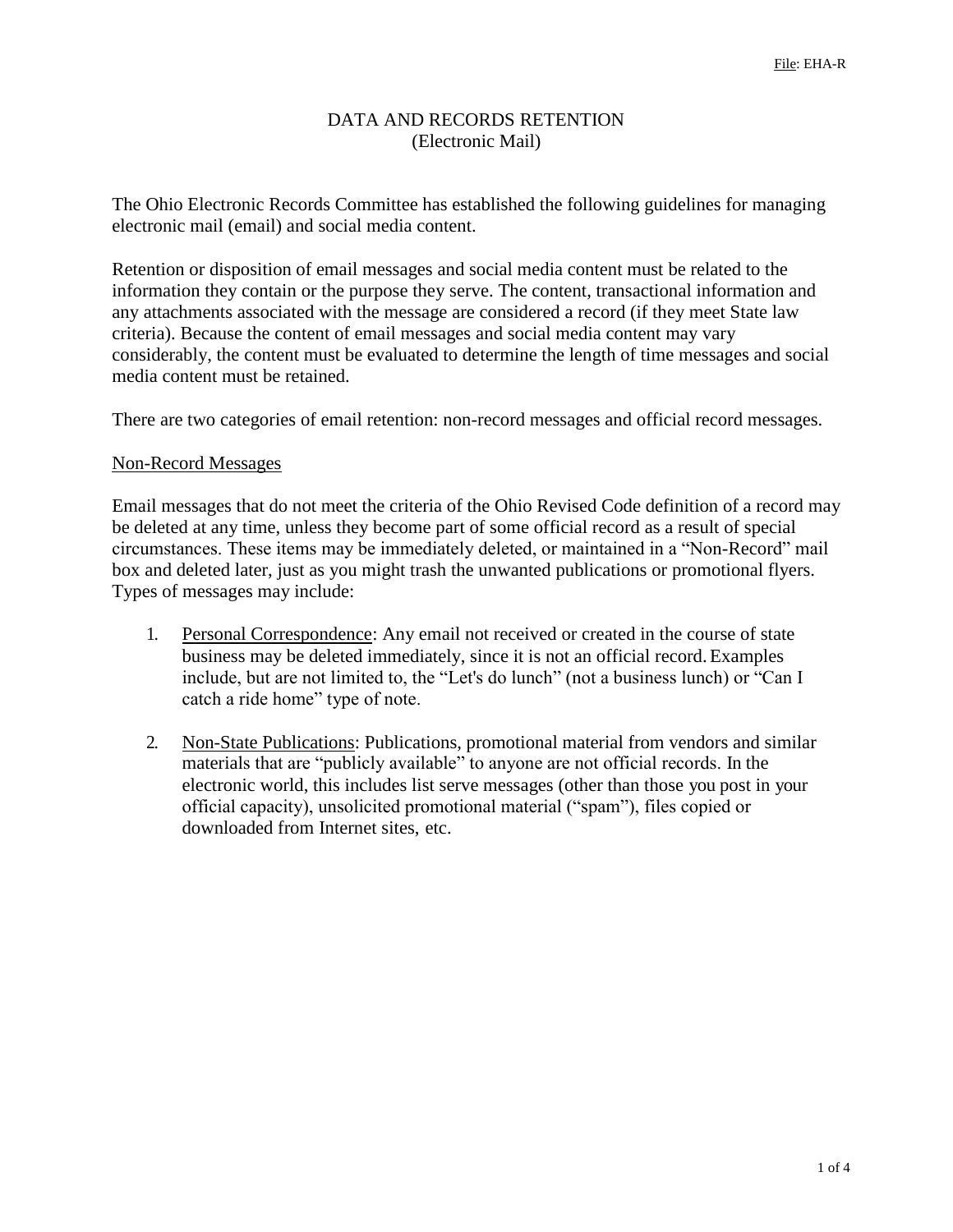File: EHA-R

# DATA AND RECORDS RETENTION
## (Electronic Mail)

The Ohio Electronic Records Committee has established the following guidelines for managing electronic mail (email) and social media content.

Retention or disposition of email messages and social media content must be related to the information they contain or the purpose they serve. The content, transactional information and any attachments associated with the message are considered a record (if they meet State law criteria). Because the content of email messages and social media content may vary considerably, the content must be evaluated to determine the length of time messages and social media content must be retained.

There are two categories of email retention: non-record messages and official record messages.

<u>Non-Record Messages</u>

Email messages that do not meet the criteria of the Ohio Revised Code definition of a record may be deleted at any time, unless they become part of some official record as a result of special circumstances. These items may be immediately deleted, or maintained in a "Non-Record" mail box and deleted later, just as you might trash the unwanted publications or promotional flyers. Types of messages may include:

1. <u>Personal Correspondence</u>: Any email not received or created in the course of state business may be deleted immediately, since it is not an official record. Examples include, but are not limited to, the "Let's do lunch" (not a business lunch) or "Can I catch a ride home" type of note.

2. <u>Non-State Publications</u>: Publications, promotional material from vendors and similar materials that are "publicly available" to anyone are not official records. In the electronic world, this includes list serve messages (other than those you post in your official capacity), unsolicited promotional material ("spam"), files copied or downloaded from Internet sites, etc.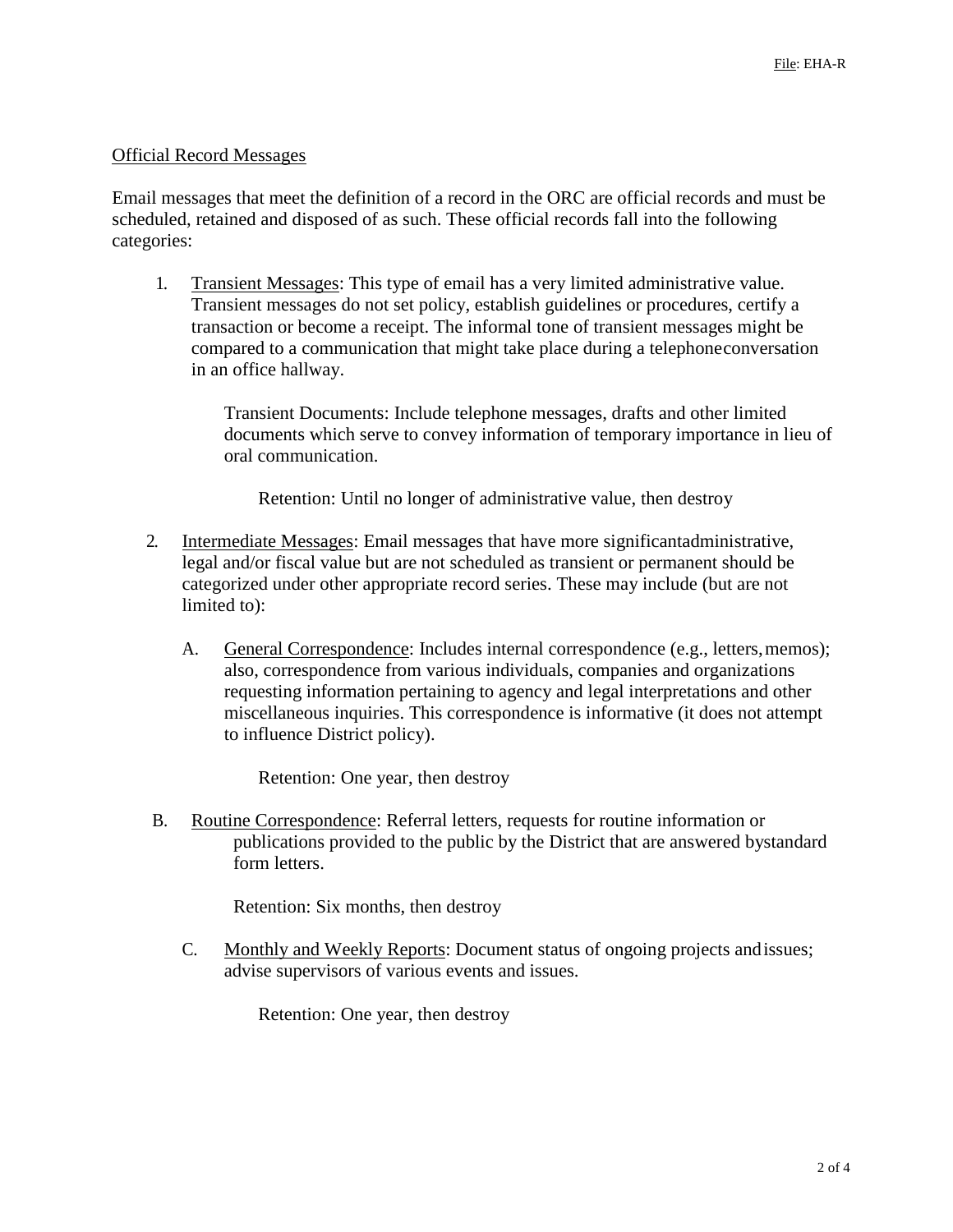## Official Record Messages

Email messages that meet the definition of a record in the ORC are official records and must be scheduled, retained and disposed of as such. These official records fall into the following categories:

1. Transient Messages: This type of email has a very limited administrative value. Transient messages do not set policy, establish guidelines or procedures, certify a transaction or become a receipt. The informal tone of transient messages might be compared to a communication that might take place during a telephone conversation in an office hallway.

   Transient Documents: Include telephone messages, drafts and other limited documents which serve to convey information of temporary importance in lieu of oral communication.

   Retention: Until no longer of administrative value, then destroy

2. Intermediate Messages: Email messages that have more significant administrative, legal and/or fiscal value but are not scheduled as transient or permanent should be categorized under other appropriate record series. These may include (but are not limited to):

   A. General Correspondence: Includes internal correspondence (e.g., letters, memos); also, correspondence from various individuals, companies and organizations requesting information pertaining to agency and legal interpretations and other miscellaneous inquiries. This correspondence is informative (it does not attempt to influence District policy).

      Retention: One year, then destroy

   B. Routine Correspondence: Referral letters, requests for routine information or publications provided to the public by the District that are answered by standard form letters.

      Retention: Six months, then destroy

   C. Monthly and Weekly Reports: Document status of ongoing projects and issues; advise supervisors of various events and issues.

      Retention: One year, then destroy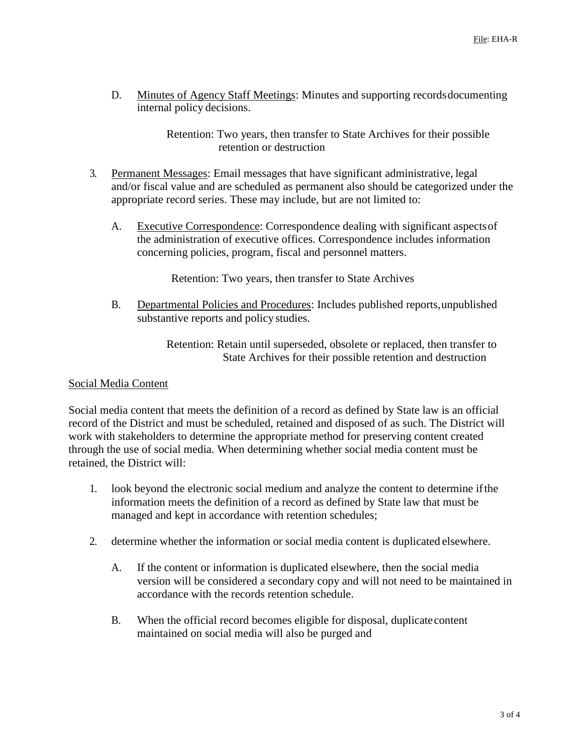D. Minutes of Agency Staff Meetings: Minutes and supporting records documenting internal policy decisions.

   Retention: Two years, then transfer to State Archives for their possible retention or destruction

3. Permanent Messages: Email messages that have significant administrative, legal and/or fiscal value and are scheduled as permanent also should be categorized under the appropriate record series. These may include, but are not limited to:

   A. Executive Correspondence: Correspondence dealing with significant aspects of the administration of executive offices. Correspondence includes information concerning policies, program, fiscal and personnel matters.

      Retention: Two years, then transfer to State Archives

   B. Departmental Policies and Procedures: Includes published reports, unpublished substantive reports and policy studies.

      Retention: Retain until superseded, obsolete or replaced, then transfer to State Archives for their possible retention and destruction

## Social Media Content

Social media content that meets the definition of a record as defined by State law is an official record of the District and must be scheduled, retained and disposed of as such. The District will work with stakeholders to determine the appropriate method for preserving content created through the use of social media. When determining whether social media content must be retained, the District will:

1. look beyond the electronic social medium and analyze the content to determine if the information meets the definition of a record as defined by State law that must be managed and kept in accordance with retention schedules;

2. determine whether the information or social media content is duplicated elsewhere.

   A. If the content or information is duplicated elsewhere, then the social media version will be considered a secondary copy and will not need to be maintained in accordance with the records retention schedule.

   B. When the official record becomes eligible for disposal, duplicate content maintained on social media will also be purged and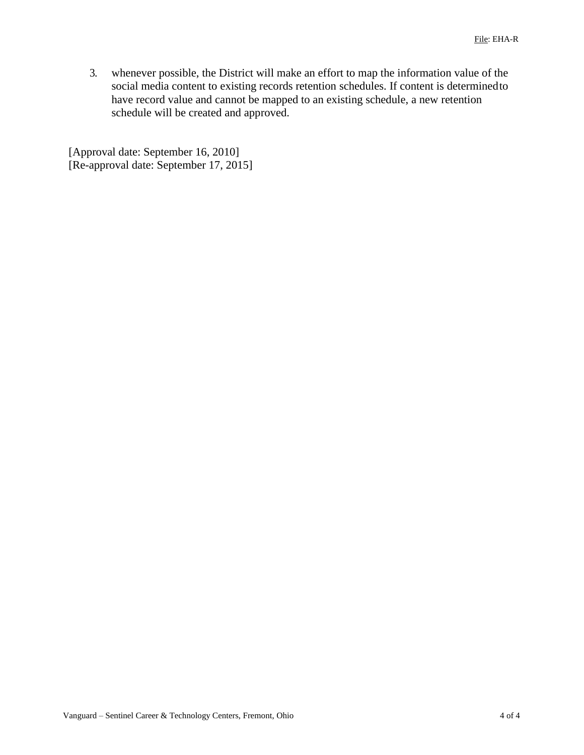3. whenever possible, the District will make an effort to map the information value of the social media content to existing records retention schedules. If content is determined to have record value and cannot be mapped to an existing schedule, a new retention schedule will be created and approved.

[Approval date: September 16, 2010]
[Re-approval date: September 17, 2015]